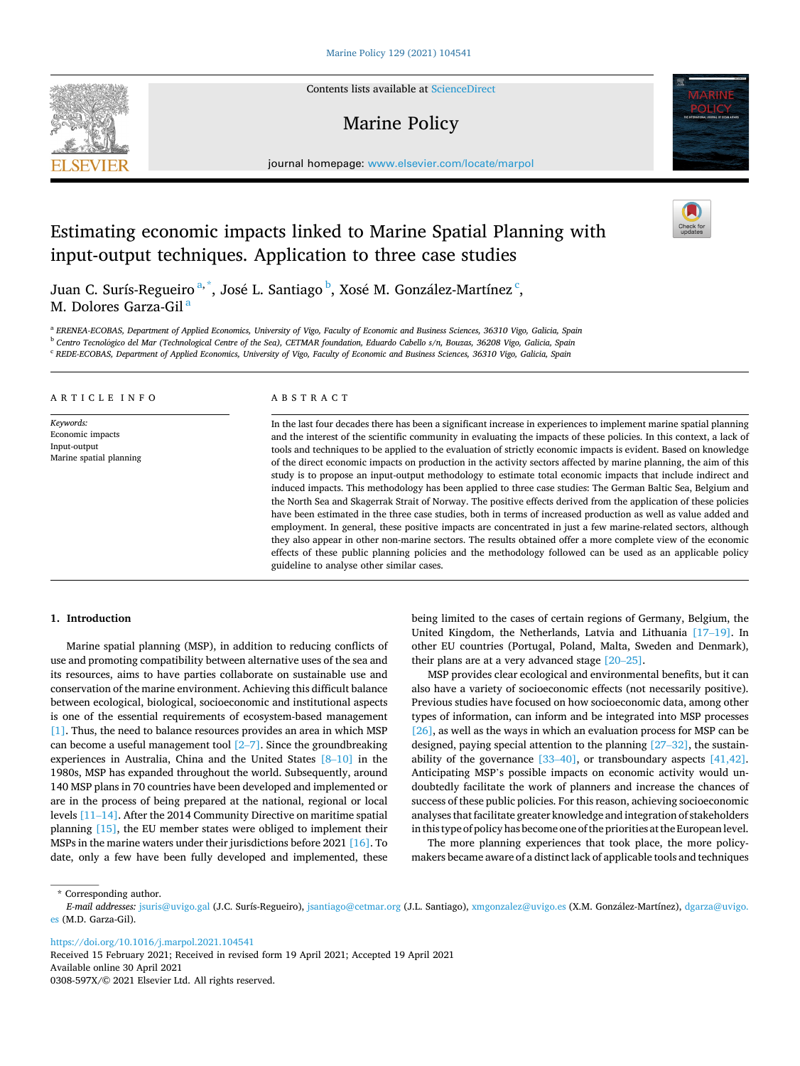# Estimating economic impacts linked to Marine Spatial Planning with input-output techniques. Application to three case studies

Juan C. Surís-Regueiro [a,*], José L. Santiago [b], Xosé M. González-Martínez [c], M. Dolores Garza-Gil [a]

[a] ERENEA-ECOBAS, Department of Applied Economics, University of Vigo, Faculty of Economic and Business Sciences, 36310 Vigo, Galicia, Spain
[b] Centro Tecnológico del Mar (Technological Centre of the Sea), CETMAR foundation, Eduardo Cabello s/n, Bouzas, 36208 Vigo, Galicia, Spain
[c] REDE-ECOBAS, Department of Applied Economics, University of Vigo, Faculty of Economic and Business Sciences, 36310 Vigo, Galicia, Spain

## ARTICLE INFO

*Keywords:*
Economic impacts
Input-output
Marine spatial planning

## ABSTRACT

In the last four decades there has been a significant increase in experiences to implement marine spatial planning and the interest of the scientific community in evaluating the impacts of these policies. In this context, a lack of tools and techniques to be applied to the evaluation of strictly economic impacts is evident. Based on knowledge of the direct economic impacts on production in the activity sectors affected by marine planning, the aim of this study is to propose an input-output methodology to estimate total economic impacts that include indirect and induced impacts. This methodology has been applied to three case studies: The German Baltic Sea, Belgium and the North Sea and Skagerrak Strait of Norway. The positive effects derived from the application of these policies have been estimated in the three case studies, both in terms of increased production as well as value added and employment. In general, these positive impacts are concentrated in just a few marine-related sectors, although they also appear in other non-marine sectors. The results obtained offer a more complete view of the economic effects of these public planning policies and the methodology followed can be used as an applicable policy guideline to analyse other similar cases.

## 1. Introduction

Marine spatial planning (MSP), in addition to reducing conflicts of use and promoting compatibility between alternative uses of the sea and its resources, aims to have parties collaborate on sustainable use and conservation of the marine environment. Achieving this difficult balance between ecological, biological, socioeconomic and institutional aspects is one of the essential requirements of ecosystem-based management [1]. Thus, the need to balance resources provides an area in which MSP can become a useful management tool [2–7]. Since the groundbreaking experiences in Australia, China and the United States [8–10] in the 1980s, MSP has expanded throughout the world. Subsequently, around 140 MSP plans in 70 countries have been developed and implemented or are in the process of being prepared at the national, regional or local levels [11–14]. After the 2014 Community Directive on maritime spatial planning [15], the EU member states were obliged to implement their MSPs in the marine waters under their jurisdictions before 2021 [16]. To date, only a few have been fully developed and implemented, these being limited to the cases of certain regions of Germany, Belgium, the United Kingdom, the Netherlands, Latvia and Lithuania [17–19]. In other EU countries (Portugal, Poland, Malta, Sweden and Denmark), their plans are at a very advanced stage [20–25].

MSP provides clear ecological and environmental benefits, but it can also have a variety of socioeconomic effects (not necessarily positive). Previous studies have focused on how socioeconomic data, among other types of information, can inform and be integrated into MSP processes [26], as well as the ways in which an evaluation process for MSP can be designed, paying special attention to the planning [27–32], the sustainability of the governance [33–40], or transboundary aspects [41,42]. Anticipating MSP's possible impacts on economic activity would undoubtedly facilitate the work of planners and increase the chances of success of these public policies. For this reason, achieving socioeconomic analyses that facilitate greater knowledge and integration of stakeholders in this type of policy has become one of the priorities at the European level.

The more planning experiences that took place, the more policymakers became aware of a distinct lack of applicable tools and techniques

---

* Corresponding author.
*E-mail addresses:* jsuris@uvigo.gal (J.C. Surís-Regueiro), jsantiago@cetmar.org (J.L. Santiago), xmgonzalez@uvigo.es (X.M. González-Martínez), dgarza@uvigo.es (M.D. Garza-Gil).

https://doi.org/10.1016/j.marpol.2021.104541
Received 15 February 2021; Received in revised form 19 April 2021; Accepted 19 April 2021
Available online 30 April 2021
0308-597X/© 2021 Elsevier Ltd. All rights reserved.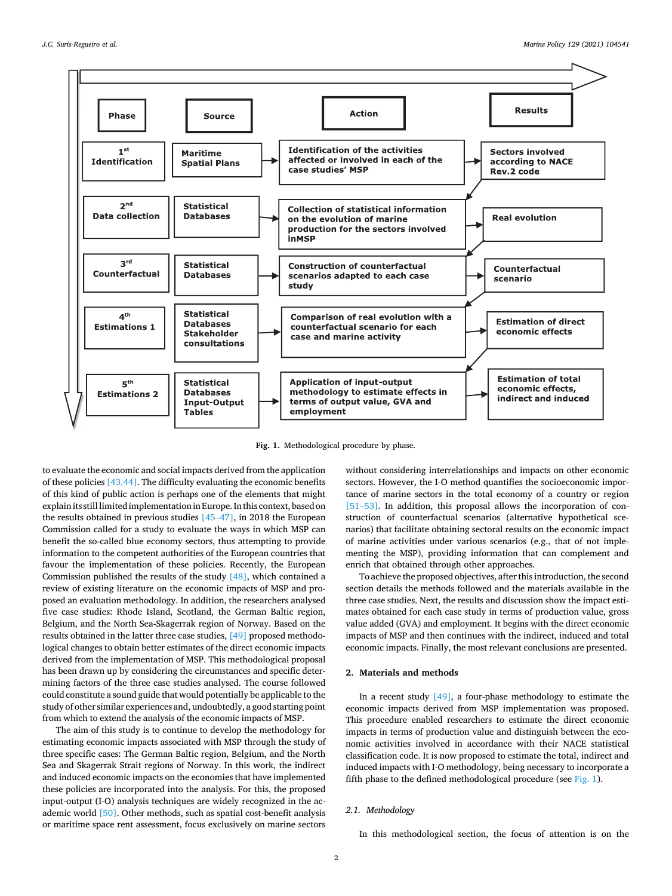| Phase | Source | Action | Results |
|---|---|---|---|
| 1st Identification | Maritime Spatial Plans | Identification of the activities affected or involved in each of the case studies' MSP | Sectors involved according to NACE Rev.2 code |
| 2nd Data collection | Statistical Databases | Collection of statistical information on the evolution of marine production for the sectors involved inMSP | Real evolution |
| 3rd Counterfactual | Statistical Databases | Construction of counterfactual scenarios adapted to each case study | Counterfactual scenario |
| 4th Estimations 1 | Statistical Databases Stakeholder consultations | Comparison of real evolution with a counterfactual scenario for each case and marine activity | Estimation of direct economic effects |
| 5th Estimations 2 | Statistical Databases Input-Output Tables | Application of input-output methodology to estimate effects in terms of output value, GVA and employment | Estimation of total economic effects, indirect and induced |

**Fig. 1.** Methodological procedure by phase.

to evaluate the economic and social impacts derived from the application of these policies [43,44]. The difficulty evaluating the economic benefits of this kind of public action is perhaps one of the elements that might explain its still limited implementation in Europe. In this context, based on the results obtained in previous studies [45–47], in 2018 the European Commission called for a study to evaluate the ways in which MSP can benefit the so-called blue economy sectors, thus attempting to provide information to the competent authorities of the European countries that favour the implementation of these policies. Recently, the European Commission published the results of the study [48], which contained a review of existing literature on the economic impacts of MSP and proposed an evaluation methodology. In addition, the researchers analysed five case studies: Rhode Island, Scotland, the German Baltic region, Belgium, and the North Sea-Skagerrak region of Norway. Based on the results obtained in the latter three case studies, [49] proposed methodological changes to obtain better estimates of the direct economic impacts derived from the implementation of MSP. This methodological proposal has been drawn up by considering the circumstances and specific determining factors of the three case studies analysed. The course followed could constitute a sound guide that would potentially be applicable to the study of other similar experiences and, undoubtedly, a good starting point from which to extend the analysis of the economic impacts of MSP.

The aim of this study is to continue to develop the methodology for estimating economic impacts associated with MSP through the study of three specific cases: The German Baltic region, Belgium, and the North Sea and Skagerrak Strait regions of Norway. In this work, the indirect and induced economic impacts on the economies that have implemented these policies are incorporated into the analysis. For this, the proposed input-output (I-O) analysis techniques are widely recognized in the academic world [50]. Other methods, such as spatial cost-benefit analysis or maritime space rent assessment, focus exclusively on marine sectors without considering interrelationships and impacts on other economic sectors. However, the I-O method quantifies the socioeconomic importance of marine sectors in the total economy of a country or region [51–53]. In addition, this proposal allows the incorporation of construction of counterfactual scenarios (alternative hypothetical scenarios) that facilitate obtaining sectoral results on the economic impact of marine activities under various scenarios (e.g., that of not implementing the MSP), providing information that can complement and enrich that obtained through other approaches.

To achieve the proposed objectives, after this introduction, the second section details the methods followed and the materials available in the three case studies. Next, the results and discussion show the impact estimates obtained for each case study in terms of production value, gross value added (GVA) and employment. It begins with the direct economic impacts of MSP and then continues with the indirect, induced and total economic impacts. Finally, the most relevant conclusions are presented.

## 2. Materials and methods

In a recent study [49], a four-phase methodology to estimate the economic impacts derived from MSP implementation was proposed. This procedure enabled researchers to estimate the direct economic impacts in terms of production value and distinguish between the economic activities involved in accordance with their NACE statistical classification code. It is now proposed to estimate the total, indirect and induced impacts with I-O methodology, being necessary to incorporate a fifth phase to the defined methodological procedure (see Fig. 1).

### 2.1. Methodology

In this methodological section, the focus of attention is on the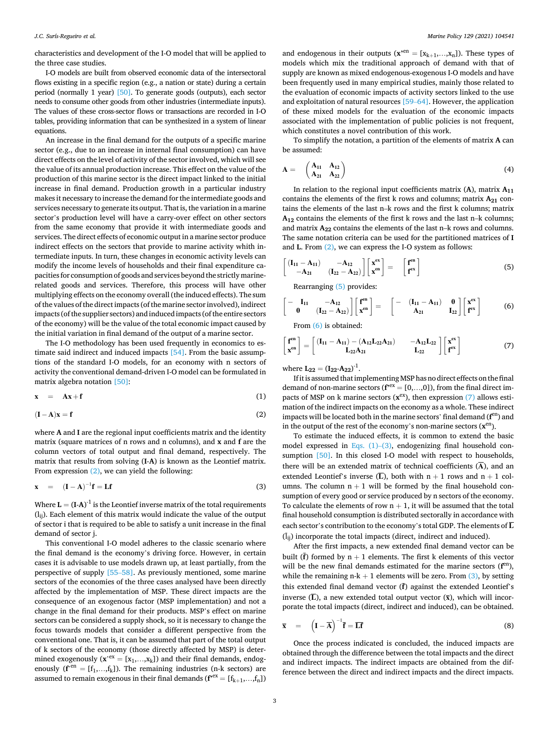characteristics and development of the I-O model that will be applied to the three case studies.

I-O models are built from observed economic data of the intersectoral flows existing in a specific region (e.g., a nation or state) during a certain period (normally 1 year) [50]. To generate goods (outputs), each sector needs to consume other goods from other industries (intermediate inputs). The values of these cross-sector flows are recorded in I-O tables, providing information that can be synthesized in a system of linear equations.

An increase in the final demand for the outputs of a specific marine sector (e.g., due to an increase in internal final consumption) can have direct effects on the level of activity of the sector involved, which will see the value of its annual production increase. This effect on the value of the production of this marine sector is the direct impact linked to the initial increase in final demand. Production growth in a particular industry makes it necessary to increase the demand for the intermediate goods and services necessary to generate its output. That is, the variation in a marine sector's production level will have a carry-over effect on other sectors from the same economy that provide it with intermediate goods and services. The direct effects of economic output in a marine sector produce indirect effects on the sectors that provide to marine activity whith intermediate inputs. In turn, these changes in economic activity levels can modify the income levels of households and their final expenditure capacities for consumption of goods and services beyond the strictly marine-related goods and services. Therefore, this process will have other multiplying effects on the economy overall (the induced effects). The sum of the values of the direct impacts (of the marine sector involved), indirect impacts (of the supplier sectors) and induced impacts (of the entire sectors of the economy) will be the value of the total economic impact caused by the initial variation in final demand of the output of a marine sector.

The I-O methodology has been used frequently in economics to estimate said indirect and induced impacts [54]. From the basic assumptions of the standard I-O models, for an economy with n sectors of activity the conventional demand-driven I-O model can be formulated in matrix algebra notation [50]:

$$\mathbf{x} \quad = \quad \mathbf{Ax} + \mathbf{f} \tag{1}$$

$$(\mathbf{I} - \mathbf{A})\mathbf{x} = \mathbf{f} \tag{2}$$

where **A** and **I** are the regional input coefficients matrix and the identity matrix (square matrices of n rows and n columns), and **x** and **f** are the column vectors of total output and final demand, respectively. The matrix that results from solving (**I-A**) is known as the Leontief matrix. From expression (2), we can yield the following:

$$\mathbf{x} \quad = \quad (\mathbf{I} - \mathbf{A})^{-1}\mathbf{f} = \mathbf{Lf} \tag{3}$$

Where $\mathbf{L} = (\mathbf{I}\text{-}\mathbf{A})^{-1}$ is the Leontief inverse matrix of the total requirements ($l_{ij}$). Each element of this matrix would indicate the value of the output of sector i that is required to be able to satisfy a unit increase in the final demand of sector j.

This conventional I-O model adheres to the classic scenario where the final demand is the economy's driving force. However, in certain cases it is advisable to use models drawn up, at least partially, from the perspective of supply [55–58]. As previously mentioned, some marine sectors of the economies of the three cases analysed have been directly affected by the implementation of MSP. These direct impacts are the consequence of an exogenous factor (MSP implementation) and not a change in the final demand for their products. MSP's effect on marine sectors can be considered a supply shock, so it is necessary to change the focus towards models that consider a different perspective from the conventional one. That is, it can be assumed that part of the total output of k sectors of the economy (those directly affected by MSP) is determined exogenously ($\mathbf{x'}^{ex} = [x_1,\dots,x_k]$) and their final demands, endogenously ($\mathbf{f'}^{en} = [f_1,\dots,f_k]$). The remaining industries (n-k sectors) are assumed to remain exogenous in their final demands ($\mathbf{f'}^{ex} = [f_{k+1},\dots,f_n]$) and endogenous in their outputs ($\mathbf{x'}^{en} = [x_{k+1},\dots,x_n]$). These types of models which mix the traditional approach of demand with that of supply are known as mixed endogenous-exogenous I-O models and have been frequently used in many empirical studies, mainly those related to the evaluation of economic impacts of activity sectors linked to the use and exploitation of natural resources [59–64]. However, the application of these mixed models for the evaluation of the economic impacts associated with the implementation of public policies is not frequent, which constitutes a novel contribution of this work.

To simplify the notation, a partition of the elements of matrix **A** can be assumed:

$$\mathbf{A} = \begin{pmatrix} \mathbf{A_{11}} & \mathbf{A_{12}} \\ \mathbf{A_{21}} & \mathbf{A_{22}} \end{pmatrix} \tag{4}$$

In relation to the regional input coefficients matrix (**A**), matrix $\mathbf{A_{11}}$ contains the elements of the first k rows and columns; matrix $\mathbf{A_{21}}$ contains the elements of the last n–k rows and the first k columns; matrix $\mathbf{A_{12}}$ contains the elements of the first k rows and the last n–k columns; and matrix $\mathbf{A_{22}}$ contains the elements of the last n–k rows and columns. The same notation criteria can be used for the partitioned matrices of **I** and **L**. From (2), we can express the I-O system as follows:

$$\begin{bmatrix} (\mathbf{I_{11}} - \mathbf{A_{11}}) & -\mathbf{A_{12}} \\ -\mathbf{A_{21}} & (\mathbf{I_{22}} - \mathbf{A_{22}}) \end{bmatrix} \begin{bmatrix} \mathbf{x^{ex}} \\ \mathbf{x^{en}} \end{bmatrix} = \begin{bmatrix} \mathbf{f^{en}} \\ \mathbf{f^{ex}} \end{bmatrix} \tag{5}$$

Rearranging (5) provides:

$$\begin{bmatrix} -\ \mathbf{I_{11}} & -\mathbf{A_{12}} \\ \mathbf{0} & (\mathbf{I_{22}} - \mathbf{A_{22}}) \end{bmatrix} \begin{bmatrix} \mathbf{f^{en}} \\ \mathbf{x^{en}} \end{bmatrix} = \begin{bmatrix} -\ (\mathbf{I_{11}} - \mathbf{A_{11}}) & \mathbf{0} \\ \mathbf{A_{21}} & \mathbf{I_{22}} \end{bmatrix} \begin{bmatrix} \mathbf{x^{ex}} \\ \mathbf{f^{ex}} \end{bmatrix} \tag{6}$$

From (6) is obtained:

$$\begin{bmatrix} \mathbf{f^{en}} \\ \mathbf{x^{en}} \end{bmatrix} = \begin{bmatrix} (\mathbf{I_{11}} - \mathbf{A_{11}}) - (\mathbf{A_{12}L_{22}A_{21}}) & -\mathbf{A_{12}L_{22}} \\ \mathbf{L_{22}A_{21}} & \mathbf{L_{22}} \end{bmatrix} \begin{bmatrix} \mathbf{x^{ex}} \\ \mathbf{f^{ex}} \end{bmatrix} \tag{7}$$

where $\mathbf{L_{22}} = (\mathbf{I_{22}}\text{-}\mathbf{A_{22}})^{-1}$.

If it is assumed that implementing MSP has no direct effects on the final demand of non-marine sectors ($\mathbf{f}^{ex} = [0,\dots,0]$), from the final direct impacts of MSP on k marine sectors ($\mathbf{x}^{ex}$), then expression (7) allows estimation of the indirect impacts on the economy as a whole. These indirect impacts will be located both in the marine sectors' final demand ($\mathbf{f}^{en}$) and in the output of the rest of the economy's non-marine sectors ($\mathbf{x}^{en}$).

To estimate the induced effects, it is common to extend the basic model expressed in Eqs. (1)–(3), endogenizing final household consumption [50]. In this closed I-O model with respect to households, there will be an extended matrix of technical coefficients ($\overline{\mathbf{A}}$), and an extended Leontief's inverse ($\overline{\mathbf{L}}$), both with n + 1 rows and n + 1 columns. The column n + 1 will be formed by the final household consumption of every good or service produced by n sectors of the economy. To calculate the elements of row n + 1, it will be assumed that the total final household consumption is distributed sectorally in accordance with each sector's contribution to the economy's total GDP. The elements of $\overline{\mathbf{L}}$ ($\bar{l}_{ij}$) incorporate the total impacts (direct, indirect and induced).

After the first impacts, a new extended final demand vector can be built ($\bar{\mathbf{f}}$) formed by n + 1 elements. The first k elements of this vector will be the new final demands estimated for the marine sectors ($\mathbf{f}^{en}$), while the remaining n-k + 1 elements will be zero. From (3), by setting this extended final demand vector ($\bar{\mathbf{f}}$) against the extended Leontief's inverse ($\overline{\mathbf{L}}$), a new extended total output vector ($\bar{\mathbf{x}}$), which will incorporate the total impacts (direct, indirect and induced), can be obtained.

$$\bar{\mathbf{x}} \quad = \quad \left(\mathbf{I} - \overline{\mathbf{A}}\right)^{-1}\bar{\mathbf{f}} = \overline{\mathbf{L}}\bar{\mathbf{f}} \tag{8}$$

Once the process indicated is concluded, the induced impacts are obtained through the difference between the total impacts and the direct and indirect impacts. The indirect impacts are obtained from the difference between the direct and indirect impacts and the direct impacts.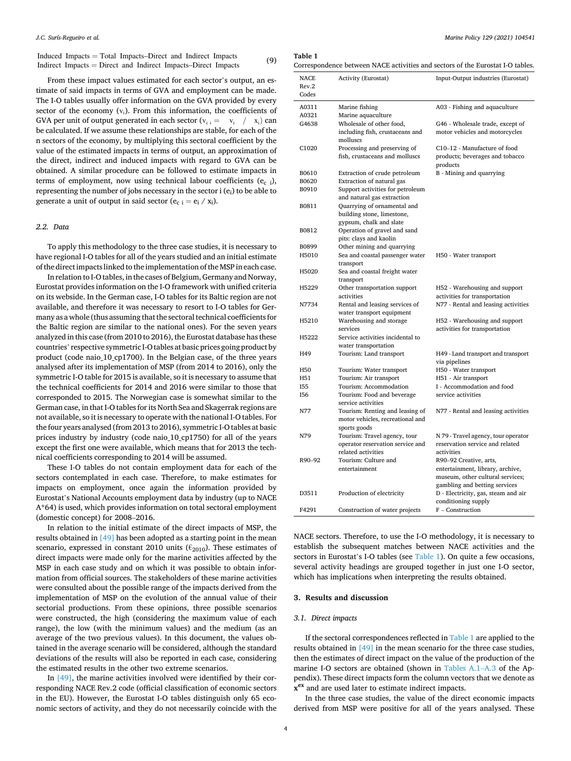$$\begin{aligned}\text{Induced Impacts} &= \text{Total Impacts–Direct and Indirect Impacts} \\ \text{Indirect Impacts} &= \text{Direct and Indirect Impacts–Direct Impacts}\end{aligned} \tag{9}$$

From these impact values estimated for each sector's output, an estimate of said impacts in terms of GVA and employment can be made. The I-O tables usually offer information on the GVA provided by every sector of the economy ($v_i$). From this information, the coefficients of GVA per unit of output generated in each sector ($v_{c\ i} = v_i / x_i$) can be calculated. If we assume these relationships are stable, for each of the n sectors of the economy, by multiplying this sectoral coefficient by the value of the estimated impacts in terms of output, an approximation of the direct, indirect and induced impacts with regard to GVA can be obtained. A similar procedure can be followed to estimate impacts in terms of employment, now using technical labour coefficients ($e_{c\ i}$), representing the number of jobs necessary in the sector i ($e_i$) to be able to generate a unit of output in said sector ($e_{c\ i} = e_i / x_i$).

### 2.2. Data

To apply this methodology to the three case studies, it is necessary to have regional I-O tables for all of the years studied and an initial estimate of the direct impacts linked to the implementation of the MSP in each case.

In relation to I-O tables, in the cases of Belgium, Germany and Norway, Eurostat provides information on the I-O framework with unified criteria on its webside. In the German case, I-O tables for its Baltic region are not available, and therefore it was necessary to resort to I-O tables for Germany as a whole (thus assuming that the sectoral technical coefficients for the Baltic region are similar to the national ones). For the seven years analyzed in this case (from 2010 to 2016), the Eurostat database has these countries' respective symmetric I-O tables at basic prices going product by product (code naio_10_cp1700). In the Belgian case, of the three years analysed after its implementation of MSP (from 2014 to 2016), only the symmetric I-O table for 2015 is available, so it is necessary to assume that the technical coefficients for 2014 and 2016 were similar to those that corresponded to 2015. The Norwegian case is somewhat similar to the German case, in that I-O tables for its North Sea and Skagerrak regions are not available, so it is necessary to operate with the national I-O tables. For the four years analysed (from 2013 to 2016), symmetric I-O tables at basic prices industry by industry (code naio_10_cp1750) for all of the years except the first one were available, which means that for 2013 the technical coefficients corresponding to 2014 will be assumed.

These I-O tables do not contain employment data for each of the sectors contemplated in each case. Therefore, to make estimates for impacts on employment, once again the information provided by Eurostat's National Accounts employment data by industry (up to NACE A*64) is used, which provides information on total sectoral employment (domestic concept) for 2008–2016.

In relation to the initial estimate of the direct impacts of MSP, the results obtained in [49] has been adopted as a starting point in the mean scenario, expressed in constant 2010 units (€$_{2010}$). These estimates of direct impacts were made only for the marine activities affected by the MSP in each case study and on which it was possible to obtain information from official sources. The stakeholders of these marine activities were consulted about the possible range of the impacts derived from the implementation of MSP on the evolution of the annual value of their sectorial productions. From these opinions, three possible scenarios were constructed, the high (considering the maximum value of each range), the low (with the minimum values) and the medium (as an average of the two previous values). In this document, the values obtained in the average scenario will be considered, although the standard deviations of the results will also be reported in each case, considering the estimated results in the other two extreme scenarios.

In [49], the marine activities involved were identified by their corresponding NACE Rev.2 code (official classification of economic sectors in the EU). However, the Eurostat I-O tables distinguish only 65 economic sectors of activity, and they do not necessarily coincide with the NACE sectors. Therefore, to use the I-O methodology, it is necessary to establish the subsequent matches between NACE activities and the sectors in Eurostat's I-O tables (see Table 1). On quite a few occasions, several activity headings are grouped together in just one I-O sector, which has implications when interpreting the results obtained.

**Table 1**
Correspondence between NACE activities and sectors of the Eurostat I-O tables.

| NACE Rev.2 Codes | Activity (Eurostat) | Input-Output industries (Eurostat) |
|---|---|---|
| A0311 | Marine fishing | A03 - Fishing and aquaculture |
| A0321 | Marine aquaculture | |
| G4638 | Wholesale of other food, including fish, crustaceans and molluscs | G46 - Wholesale trade, except of motor vehicles and motorcycles |
| C1020 | Processing and preserving of fish, crustaceans and molluscs | C10–12 - Manufacture of food products; beverages and tobacco products |
| B0610 | Extraction of crude petroleum | B - Mining and quarrying |
| B0620 | Extraction of natural gas | |
| B0910 | Support activities for petroleum and natural gas extraction | |
| B0811 | Quarrying of ornamental and building stone, limestone, gypsum, chalk and slate | |
| B0812 | Operation of gravel and sand pits: clays and kaolin | |
| B0899 | Other mining and quarrying | |
| H5010 | Sea and coastal passenger water transport | H50 - Water transport |
| H5020 | Sea and coastal freight water transport | |
| H5229 | Other transportation support activities | H52 - Warehousing and support activities for transportation |
| N7734 | Rental and leasing services of water transport equipment | N77 - Rental and leasing activities |
| H5210 | Warehousing and storage services | H52 - Warehousing and support activities for transportation |
| H5222 | Service activities incidental to water transportation | |
| H49 | Tourism: Land transport | H49 - Land transport and transport via pipelines |
| H50 | Tourism: Water transport | H50 - Water transport |
| H51 | Tourism: Air transport | H51 - Air transport |
| I55 | Tourism: Accommodation | I - Accommodation and food service activities |
| I56 | Tourism: Food and beverage service activities | |
| N77 | Tourism: Renting and leasing of motor vehicles, recreational and sports goods | N77 - Rental and leasing activities |
| N79 | Tourism: Travel agency, tour operator reservation service and related activities | N 79 - Travel agency, tour operator reservation service and related activities |
| R90–92 | Tourism: Culture and entertainment | R90–92 Creative, arts, entertainment, library, archive, museum, other cultural services; gambling and betting services |
| D3511 | Production of electricity | D - Electricity, gas, steam and air conditioning supply |
| F4291 | Construction of water projects | F – Construction |

## 3. Results and discussion

### 3.1. Direct impacts

If the sectoral correspondences reflected in Table 1 are applied to the results obtained in [49] in the mean scenario for the three case studies, then the estimates of direct impact on the value of the production of the marine I-O sectors are obtained (shown in Tables A.1–A.3 of the Appendix). These direct impacts form the column vectors that we denote as $\mathbf{x}^{\mathbf{ex}}$ and are used later to estimate indirect impacts.

In the three case studies, the value of the direct economic impacts derived from MSP were positive for all of the years analysed. These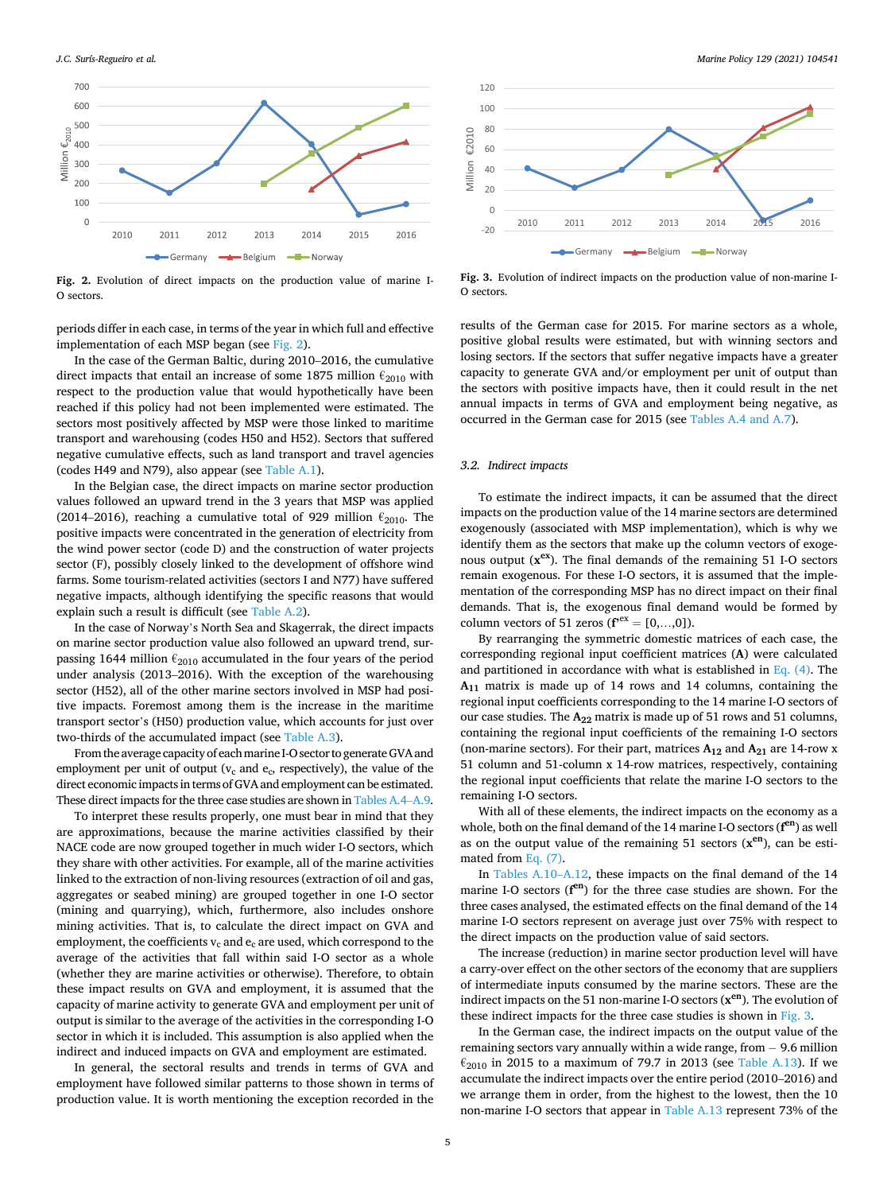Fig. 2. Evolution of direct impacts on the production value of marine I-O sectors.

periods differ in each case, in terms of the year in which full and effective implementation of each MSP began (see Fig. 2).

In the case of the German Baltic, during 2010–2016, the cumulative direct impacts that entail an increase of some 1875 million €$_{2010}$ with respect to the production value that would hypothetically have been reached if this policy had not been implemented were estimated. The sectors most positively affected by MSP were those linked to maritime transport and warehousing (codes H50 and H52). Sectors that suffered negative cumulative effects, such as land transport and travel agencies (codes H49 and N79), also appear (see Table A.1).

In the Belgian case, the direct impacts on marine sector production values followed an upward trend in the 3 years that MSP was applied (2014–2016), reaching a cumulative total of 929 million €$_{2010}$. The positive impacts were concentrated in the generation of electricity from the wind power sector (code D) and the construction of water projects sector (F), possibly closely linked to the development of offshore wind farms. Some tourism-related activities (sectors I and N77) have suffered negative impacts, although identifying the specific reasons that would explain such a result is difficult (see Table A.2).

In the case of Norway's North Sea and Skagerrak, the direct impacts on marine sector production value also followed an upward trend, surpassing 1644 million €$_{2010}$ accumulated in the four years of the period under analysis (2013–2016). With the exception of the warehousing sector (H52), all of the other marine sectors involved in MSP had positive impacts. Foremost among them is the increase in the maritime transport sector's (H50) production value, which accounts for just over two-thirds of the accumulated impact (see Table A.3).

From the average capacity of each marine I-O sector to generate GVA and employment per unit of output ($v_c$ and $e_c$, respectively), the value of the direct economic impacts in terms of GVA and employment can be estimated. These direct impacts for the three case studies are shown in Tables A.4–A.9.

To interpret these results properly, one must bear in mind that they are approximations, because the marine activities classified by their NACE code are now grouped together in much wider I-O sectors, which they share with other activities. For example, all of the marine activities linked to the extraction of non-living resources (extraction of oil and gas, aggregates or seabed mining) are grouped together in one I-O sector (mining and quarrying), which, furthermore, also includes onshore mining activities. That is, to calculate the direct impact on GVA and employment, the coefficients $v_c$ and $e_c$ are used, which correspond to the average of the activities that fall within said I-O sector as a whole (whether they are marine activities or otherwise). Therefore, to obtain these impact results on GVA and employment, it is assumed that the capacity of marine activity to generate GVA and employment per unit of output is similar to the average of the activities in the corresponding I-O sector in which it is included. This assumption is also applied when the indirect and induced impacts on GVA and employment are estimated.

In general, the sectoral results and trends in terms of GVA and employment have followed similar patterns to those shown in terms of production value. It is worth mentioning the exception recorded in the results of the German case for 2015. For marine sectors as a whole, positive global results were estimated, but with winning sectors and losing sectors. If the sectors that suffer negative impacts have a greater capacity to generate GVA and/or employment per unit of output than the sectors with positive impacts have, then it could result in the net annual impacts in terms of GVA and employment being negative, as occurred in the German case for 2015 (see Tables A.4 and A.7).

Fig. 3. Evolution of indirect impacts on the production value of non-marine I-O sectors.

### 3.2. Indirect impacts

To estimate the indirect impacts, it can be assumed that the direct impacts on the production value of the 14 marine sectors are determined exogenously (associated with MSP implementation), which is why we identify them as the sectors that make up the column vectors of exogenous output ($\mathbf{x^{ex}}$). The final demands of the remaining 51 I-O sectors remain exogenous. For these I-O sectors, it is assumed that the implementation of the corresponding MSP has no direct impact on their final demands. That is, the exogenous final demand would be formed by column vectors of 51 zeros ($\mathbf{f'^{ex}} = [0,\ldots,0]$).

By rearranging the symmetric domestic matrices of each case, the corresponding regional input coefficient matrices ($\mathbf{A}$) were calculated and partitioned in accordance with what is established in Eq. (4). The $\mathbf{A_{11}}$ matrix is made up of 14 rows and 14 columns, containing the regional input coefficients corresponding to the 14 marine I-O sectors of our case studies. The $\mathbf{A_{22}}$ matrix is made up of 51 rows and 51 columns, containing the regional input coefficients of the remaining I-O sectors (non-marine sectors). For their part, matrices $\mathbf{A_{12}}$ and $\mathbf{A_{21}}$ are 14-row x 51 column and 51-column x 14-row matrices, respectively, containing the regional input coefficients that relate the marine I-O sectors to the remaining I-O sectors.

With all of these elements, the indirect impacts on the economy as a whole, both on the final demand of the 14 marine I-O sectors ($\mathbf{f^{en}}$) as well as on the output value of the remaining 51 sectors ($\mathbf{x^{en}}$), can be estimated from Eq. (7).

In Tables A.10–A.12, these impacts on the final demand of the 14 marine I-O sectors ($\mathbf{f^{en}}$) for the three case studies are shown. For the three cases analysed, the estimated effects on the final demand of the 14 marine I-O sectors represent on average just over 75% with respect to the direct impacts on the production value of said sectors.

The increase (reduction) in marine sector production level will have a carry-over effect on the other sectors of the economy that are suppliers of intermediate inputs consumed by the marine sectors. These are the indirect impacts on the 51 non-marine I-O sectors ($\mathbf{x^{en}}$). The evolution of these indirect impacts for the three case studies is shown in Fig. 3.

In the German case, the indirect impacts on the output value of the remaining sectors vary annually within a wide range, from − 9.6 million €$_{2010}$ in 2015 to a maximum of 79.7 in 2013 (see Table A.13). If we accumulate the indirect impacts over the entire period (2010–2016) and we arrange them in order, from the highest to the lowest, then the 10 non-marine I-O sectors that appear in Table A.13 represent 73% of the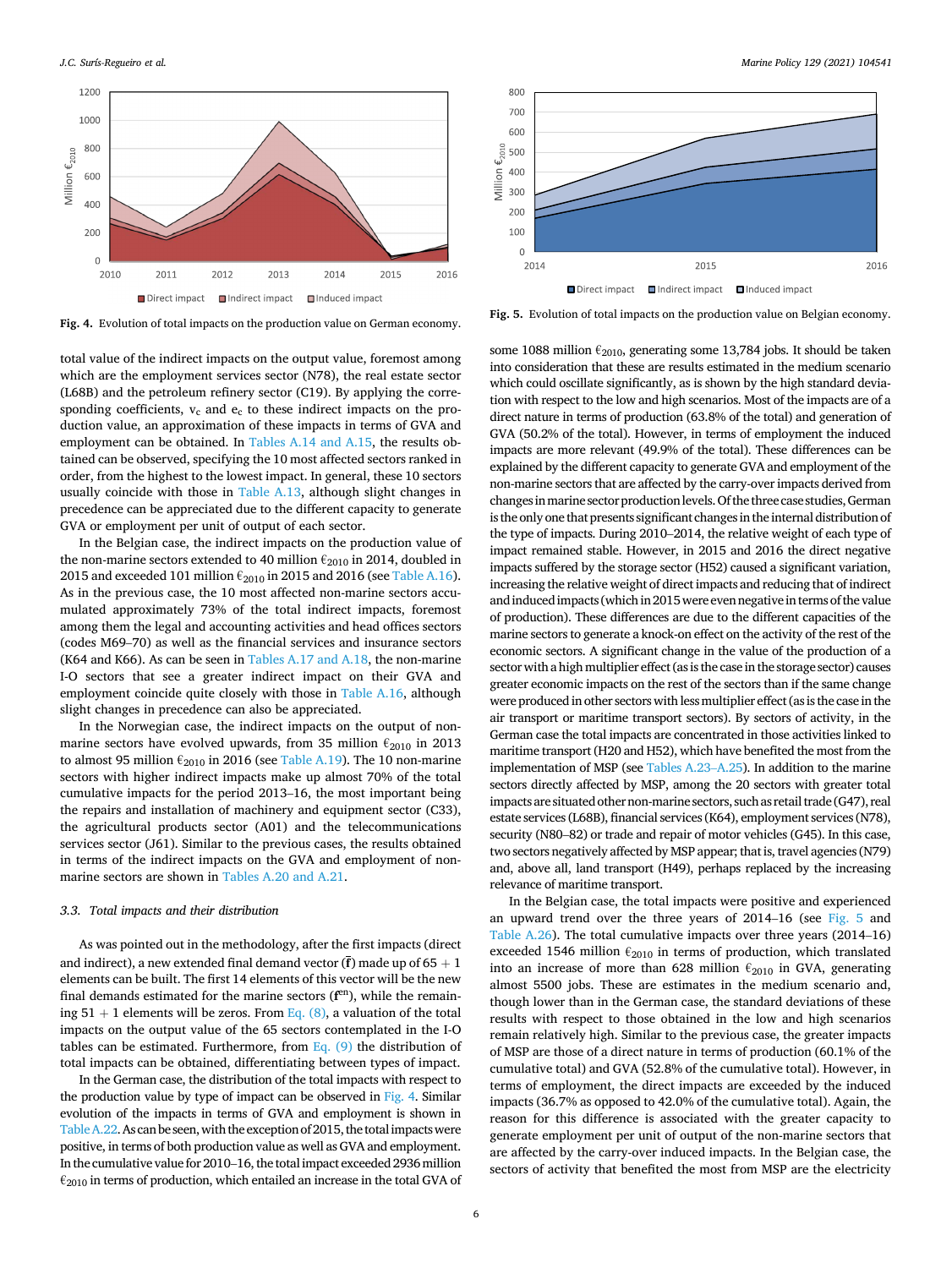Fig. 4. Evolution of total impacts on the production value on German economy.

Fig. 5. Evolution of total impacts on the production value on Belgian economy.

total value of the indirect impacts on the output value, foremost among which are the employment services sector (N78), the real estate sector (L68B) and the petroleum refinery sector (C19). By applying the corresponding coefficients, $v_c$ and $e_c$ to these indirect impacts on the production value, an approximation of these impacts in terms of GVA and employment can be obtained. In Tables A.14 and A.15, the results obtained can be observed, specifying the 10 most affected sectors ranked in order, from the highest to the lowest impact. In general, these 10 sectors usually coincide with those in Table A.13, although slight changes in precedence can be appreciated due to the different capacity to generate GVA or employment per unit of output of each sector.

In the Belgian case, the indirect impacts on the production value of the non-marine sectors extended to 40 million €$_{2010}$ in 2014, doubled in 2015 and exceeded 101 million €$_{2010}$ in 2015 and 2016 (see Table A.16). As in the previous case, the 10 most affected non-marine sectors accumulated approximately 73% of the total indirect impacts, foremost among them the legal and accounting activities and head offices sectors (codes M69–70) as well as the financial services and insurance sectors (K64 and K66). As can be seen in Tables A.17 and A.18, the non-marine I-O sectors that see a greater indirect impact on their GVA and employment coincide quite closely with those in Table A.16, although slight changes in precedence can also be appreciated.

In the Norwegian case, the indirect impacts on the output of non-marine sectors have evolved upwards, from 35 million €$_{2010}$ in 2013 to almost 95 million €$_{2010}$ in 2016 (see Table A.19). The 10 non-marine sectors with higher indirect impacts make up almost 70% of the total cumulative impacts for the period 2013–16, the most important being the repairs and installation of machinery and equipment sector (C33), the agricultural products sector (A01) and the telecommunications services sector (J61). Similar to the previous cases, the results obtained in terms of the indirect impacts on the GVA and employment of non-marine sectors are shown in Tables A.20 and A.21.

### 3.3. Total impacts and their distribution

As was pointed out in the methodology, after the first impacts (direct and indirect), a new extended final demand vector ($\bar{\mathbf{f}}$) made up of 65 + 1 elements can be built. The first 14 elements of this vector will be the new final demands estimated for the marine sectors ($\mathbf{f}^{en}$), while the remaining 51 + 1 elements will be zeros. From Eq. (8), a valuation of the total impacts on the output value of the 65 sectors contemplated in the I-O tables can be estimated. Furthermore, from Eq. (9) the distribution of total impacts can be obtained, differentiating between types of impact.

In the German case, the distribution of the total impacts with respect to the production value by type of impact can be observed in Fig. 4. Similar evolution of the impacts in terms of GVA and employment is shown in Table A.22. As can be seen, with the exception of 2015, the total impacts were positive, in terms of both production value as well as GVA and employment. In the cumulative value for 2010–16, the total impact exceeded 2936 million €$_{2010}$ in terms of production, which entailed an increase in the total GVA of some 1088 million €$_{2010}$, generating some 13,784 jobs. It should be taken into consideration that these are results estimated in the medium scenario which could oscillate significantly, as is shown by the high standard deviation with respect to the low and high scenarios. Most of the impacts are of a direct nature in terms of production (63.8% of the total) and generation of GVA (50.2% of the total). However, in terms of employment the induced impacts are more relevant (49.9% of the total). These differences can be explained by the different capacity to generate GVA and employment of the non-marine sectors that are affected by the carry-over impacts derived from changes in marine sector production levels. Of the three case studies, German is the only one that presents significant changes in the internal distribution of the type of impacts. During 2010–2014, the relative weight of each type of impact remained stable. However, in 2015 and 2016 the direct negative impacts suffered by the storage sector (H52) caused a significant variation, increasing the relative weight of direct impacts and reducing that of indirect and induced impacts (which in 2015 were even negative in terms of the value of production). These differences are due to the different capacities of the marine sectors to generate a knock-on effect on the activity of the rest of the economic sectors. A significant change in the value of the production of a sector with a high multiplier effect (as is the case in the storage sector) causes greater economic impacts on the rest of the sectors than if the same change were produced in other sectors with less multiplier effect (as is the case in the air transport or maritime transport sectors). By sectors of activity, in the German case the total impacts are concentrated in those activities linked to maritime transport (H20 and H52), which have benefited the most from the implementation of MSP (see Tables A.23–A.25). In addition to the marine sectors directly affected by MSP, among the 20 sectors with greater total impacts are situated other non-marine sectors, such as retail trade (G47), real estate services (L68B), financial services (K64), employment services (N78), security (N80–82) or trade and repair of motor vehicles (G45). In this case, two sectors negatively affected by MSP appear; that is, travel agencies (N79) and, above all, land transport (H49), perhaps replaced by the increasing relevance of maritime transport.

In the Belgian case, the total impacts were positive and experienced an upward trend over the three years of 2014–16 (see Fig. 5 and Table A.26). The total cumulative impacts over three years (2014–16) exceeded 1546 million €$_{2010}$ in terms of production, which translated into an increase of more than 628 million €$_{2010}$ in GVA, generating almost 5500 jobs. These are estimates in the medium scenario and, though lower than in the German case, the standard deviations of these results with respect to those obtained in the low and high scenarios remain relatively high. Similar to the previous case, the greater impacts of MSP are those of a direct nature in terms of production (60.1% of the cumulative total) and GVA (52.8% of the cumulative total). However, in terms of employment, the direct impacts are exceeded by the induced impacts (36.7% as opposed to 42.0% of the cumulative total). Again, the reason for this difference is associated with the greater capacity to generate employment per unit of output of the non-marine sectors that are affected by the carry-over induced impacts. In the Belgian case, the sectors of activity that benefited the most from MSP are the electricity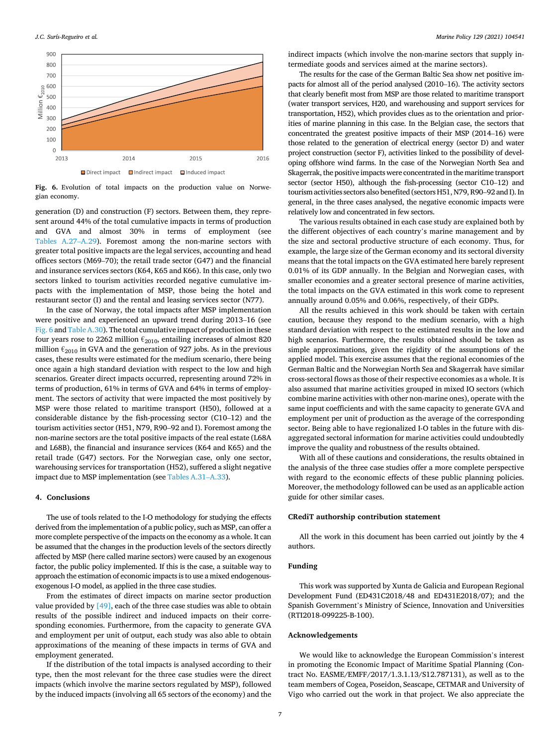Fig. 6. Evolution of total impacts on the production value on Norwegian economy.

generation (D) and construction (F) sectors. Between them, they represent around 44% of the total cumulative impacts in terms of production and GVA and almost 30% in terms of employment (see Tables A.27–A.29). Foremost among the non-marine sectors with greater total positive impacts are the legal services, accounting and head offices sectors (M69–70); the retail trade sector (G47) and the financial and insurance services sectors (K64, K65 and K66). In this case, only two sectors linked to tourism activities recorded negative cumulative impacts with the implementation of MSP, those being the hotel and restaurant sector (I) and the rental and leasing services sector (N77).

In the case of Norway, the total impacts after MSP implementation were positive and experienced an upward trend during 2013–16 (see Fig. 6 and Table A.30). The total cumulative impact of production in these four years rose to 2262 million €$_{2010}$, entailing increases of almost 820 million €$_{2010}$ in GVA and the generation of 927 jobs. As in the previous cases, these results were estimated for the medium scenario, there being once again a high standard deviation with respect to the low and high scenarios. Greater direct impacts occurred, representing around 72% in terms of production, 61% in terms of GVA and 64% in terms of employment. The sectors of activity that were impacted the most positively by MSP were those related to maritime transport (H50), followed at a considerable distance by the fish-processing sector (C10–12) and the tourism activities sector (H51, N79, R90–92 and I). Foremost among the non-marine sectors are the total positive impacts of the real estate (L68A and L68B), the financial and insurance services (K64 and K65) and the retail trade (G47) sectors. For the Norwegian case, only one sector, warehousing services for transportation (H52), suffered a slight negative impact due to MSP implementation (see Tables A.31–A.33).

## 4. Conclusions

The use of tools related to the I-O methodology for studying the effects derived from the implementation of a public policy, such as MSP, can offer a more complete perspective of the impacts on the economy as a whole. It can be assumed that the changes in the production levels of the sectors directly affected by MSP (here called marine sectors) were caused by an exogenous factor, the public policy implemented. If this is the case, a suitable way to approach the estimation of economic impacts is to use a mixed endogenous-exogenous I-O model, as applied in the three case studies.

From the estimates of direct impacts on marine sector production value provided by [49], each of the three case studies was able to obtain results of the possible indirect and induced impacts on their corresponding economies. Furthermore, from the capacity to generate GVA and employment per unit of output, each study was also able to obtain approximations of the meaning of these impacts in terms of GVA and employment generated.

If the distribution of the total impacts is analysed according to their type, then the most relevant for the three case studies were the direct impacts (which involve the marine sectors regulated by MSP), followed by the induced impacts (involving all 65 sectors of the economy) and the indirect impacts (which involve the non-marine sectors that supply intermediate goods and services aimed at the marine sectors).

The results for the case of the German Baltic Sea show net positive impacts for almost all of the period analysed (2010–16). The activity sectors that clearly benefit most from MSP are those related to maritime transport (water transport services, H20, and warehousing and support services for transportation, H52), which provides clues as to the orientation and priorities of marine planning in this case. In the Belgian case, the sectors that concentrated the greatest positive impacts of their MSP (2014–16) were those related to the generation of electrical energy (sector D) and water project construction (sector F), activities linked to the possibility of developing offshore wind farms. In the case of the Norwegian North Sea and Skagerrak, the positive impacts were concentrated in the maritime transport sector (sector H50), although the fish-processing (sector C10–12) and tourism activities sectors also benefited (sectors H51, N79, R90–92 and I). In general, in the three cases analysed, the negative economic impacts were relatively low and concentrated in few sectors.

The various results obtained in each case study are explained both by the different objectives of each country's marine management and by the size and sectoral productive structure of each economy. Thus, for example, the large size of the German economy and its sectoral diversity means that the total impacts on the GVA estimated here barely represent 0.01% of its GDP annually. In the Belgian and Norwegian cases, with smaller economies and a greater sectoral presence of marine activities, the total impacts on the GVA estimated in this work come to represent annually around 0.05% and 0.06%, respectively, of their GDPs.

All the results achieved in this work should be taken with certain caution, because they respond to the medium scenario, with a high standard deviation with respect to the estimated results in the low and high scenarios. Furthermore, the results obtained should be taken as simple approximations, given the rigidity of the assumptions of the applied model. This exercise assumes that the regional economies of the German Baltic and the Norwegian North Sea and Skagerrak have similar cross-sectoral flows as those of their respective economies as a whole. It is also assumed that marine activities grouped in mixed IO sectors (which combine marine activities with other non-marine ones), operate with the same input coefficients and with the same capacity to generate GVA and employment per unit of production as the average of the corresponding sector. Being able to have regionalized I-O tables in the future with disaggregated sectoral information for marine activities could undoubtedly improve the quality and robustness of the results obtained.

With all of these cautions and considerations, the results obtained in the analysis of the three case studies offer a more complete perspective with regard to the economic effects of these public planning policies. Moreover, the methodology followed can be used as an applicable action guide for other similar cases.

### CRediT authorship contribution statement

All the work in this document has been carried out jointly by the 4 authors.

### Funding

This work was supported by Xunta de Galicia and European Regional Development Fund (ED431C2018/48 and ED431E2018/07); and the Spanish Government's Ministry of Science, Innovation and Universities (RTI2018-099225-B-100).

### Acknowledgements

We would like to acknowledge the European Commission's interest in promoting the Economic Impact of Maritime Spatial Planning (Contract No. EASME/EMFF/2017/1.3.1.13/S12.787131), as well as to the team members of Cogea, Poseidon, Seascape, CETMAR and University of Vigo who carried out the work in that project. We also appreciate the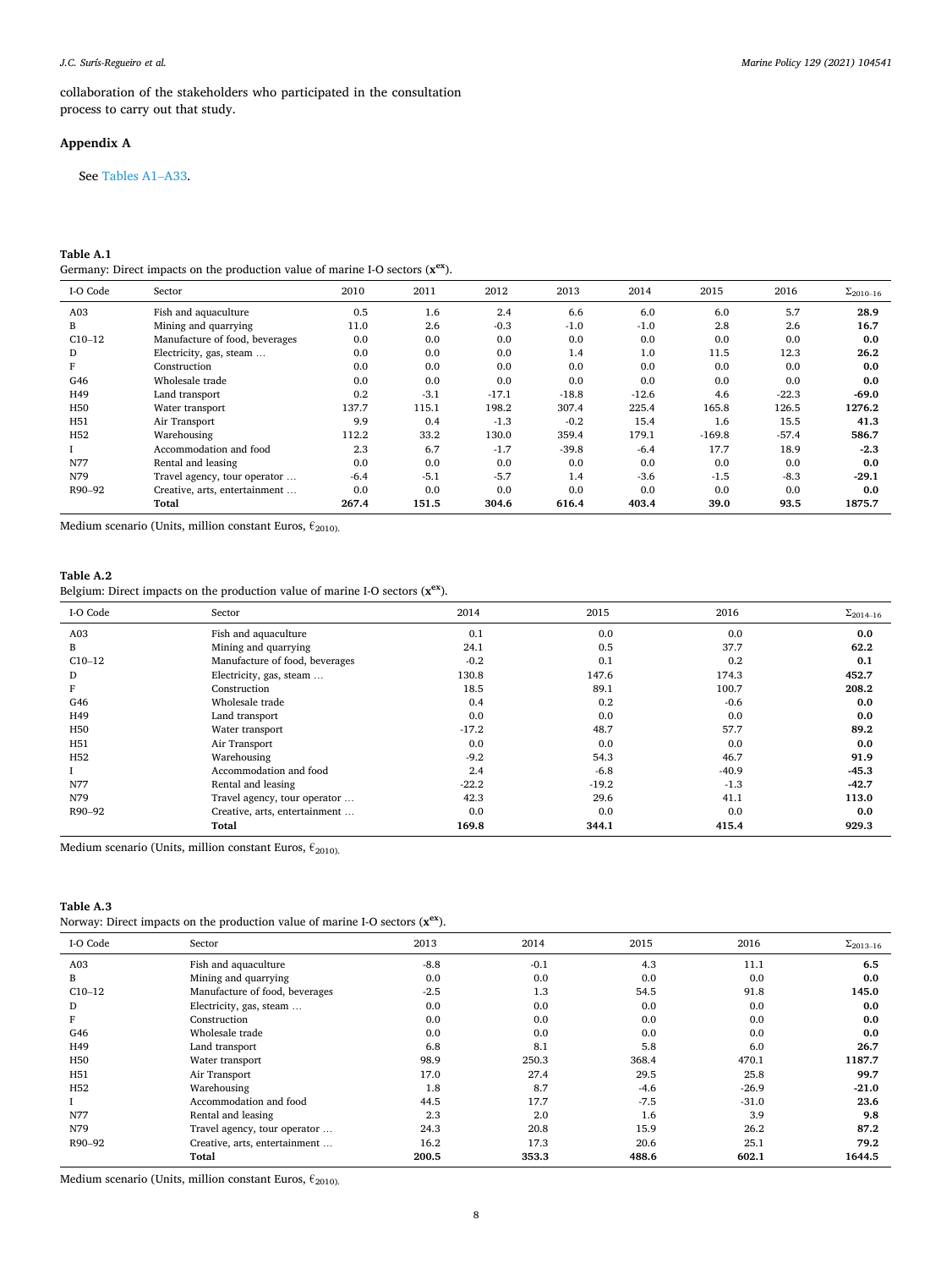collaboration of the stakeholders who participated in the consultation process to carry out that study.

## Appendix A

See Tables A1–A33.

**Table A.1**
Germany: Direct impacts on the production value of marine I-O sectors ($\mathbf{x^{ex}}$).

| I-O Code | Sector | 2010 | 2011 | 2012 | 2013 | 2014 | 2015 | 2016 | $\Sigma_{2010–16}$ |
|---|---|---|---|---|---|---|---|---|---|
| A03 | Fish and aquaculture | 0.5 | 1.6 | 2.4 | 6.6 | 6.0 | 6.0 | 5.7 | **28.9** |
| B | Mining and quarrying | 11.0 | 2.6 | -0.3 | -1.0 | -1.0 | 2.8 | 2.6 | **16.7** |
| C10–12 | Manufacture of food, beverages | 0.0 | 0.0 | 0.0 | 0.0 | 0.0 | 0.0 | 0.0 | **0.0** |
| D | Electricity, gas, steam … | 0.0 | 0.0 | 0.0 | 1.4 | 1.0 | 11.5 | 12.3 | **26.2** |
| F | Construction | 0.0 | 0.0 | 0.0 | 0.0 | 0.0 | 0.0 | 0.0 | **0.0** |
| G46 | Wholesale trade | 0.0 | 0.0 | 0.0 | 0.0 | 0.0 | 0.0 | 0.0 | **0.0** |
| H49 | Land transport | 0.2 | -3.1 | -17.1 | -18.8 | -12.6 | 4.6 | -22.3 | **-69.0** |
| H50 | Water transport | 137.7 | 115.1 | 198.2 | 307.4 | 225.4 | 165.8 | 126.5 | **1276.2** |
| H51 | Air Transport | 9.9 | 0.4 | -1.3 | -0.2 | 15.4 | 1.6 | 15.5 | **41.3** |
| H52 | Warehousing | 112.2 | 33.2 | 130.0 | 359.4 | 179.1 | -169.8 | -57.4 | **586.7** |
| I | Accommodation and food | 2.3 | 6.7 | -1.7 | -39.8 | -6.4 | 17.7 | 18.9 | **-2.3** |
| N77 | Rental and leasing | 0.0 | 0.0 | 0.0 | 0.0 | 0.0 | 0.0 | 0.0 | **0.0** |
| N79 | Travel agency, tour operator … | -6.4 | -5.1 | -5.7 | 1.4 | -3.6 | -1.5 | -8.3 | **-29.1** |
| R90–92 | Creative, arts, entertainment … | 0.0 | 0.0 | 0.0 | 0.0 | 0.0 | 0.0 | 0.0 | **0.0** |
| | **Total** | **267.4** | **151.5** | **304.6** | **616.4** | **403.4** | **39.0** | **93.5** | **1875.7** |

Medium scenario (Units, million constant Euros, €$_{2010}$).

**Table A.2**
Belgium: Direct impacts on the production value of marine I-O sectors ($\mathbf{x^{ex}}$).

| I-O Code | Sector | 2014 | 2015 | 2016 | $\Sigma_{2014–16}$ |
|---|---|---|---|---|---|
| A03 | Fish and aquaculture | 0.1 | 0.0 | 0.0 | **0.0** |
| B | Mining and quarrying | 24.1 | 0.5 | 37.7 | **62.2** |
| C10–12 | Manufacture of food, beverages | -0.2 | 0.1 | 0.2 | **0.1** |
| D | Electricity, gas, steam … | 130.8 | 147.6 | 174.3 | **452.7** |
| F | Construction | 18.5 | 89.1 | 100.7 | **208.2** |
| G46 | Wholesale trade | 0.4 | 0.2 | -0.6 | **0.0** |
| H49 | Land transport | 0.0 | 0.0 | 0.0 | **0.0** |
| H50 | Water transport | -17.2 | 48.7 | 57.7 | **89.2** |
| H51 | Air Transport | 0.0 | 0.0 | 0.0 | **0.0** |
| H52 | Warehousing | -9.2 | 54.3 | 46.7 | **91.9** |
| I | Accommodation and food | 2.4 | -6.8 | -40.9 | **-45.3** |
| N77 | Rental and leasing | -22.2 | -19.2 | -1.3 | **-42.7** |
| N79 | Travel agency, tour operator … | 42.3 | 29.6 | 41.1 | **113.0** |
| R90–92 | Creative, arts, entertainment … | 0.0 | 0.0 | 0.0 | **0.0** |
| | **Total** | **169.8** | **344.1** | **415.4** | **929.3** |

Medium scenario (Units, million constant Euros, €$_{2010}$).

**Table A.3**
Norway: Direct impacts on the production value of marine I-O sectors ($\mathbf{x^{ex}}$).

| I-O Code | Sector | 2013 | 2014 | 2015 | 2016 | $\Sigma_{2013–16}$ |
|---|---|---|---|---|---|---|
| A03 | Fish and aquaculture | -8.8 | -0.1 | 4.3 | 11.1 | **6.5** |
| B | Mining and quarrying | 0.0 | 0.0 | 0.0 | 0.0 | **0.0** |
| C10–12 | Manufacture of food, beverages | -2.5 | 1.3 | 54.5 | 91.8 | **145.0** |
| D | Electricity, gas, steam … | 0.0 | 0.0 | 0.0 | 0.0 | **0.0** |
| F | Construction | 0.0 | 0.0 | 0.0 | 0.0 | **0.0** |
| G46 | Wholesale trade | 0.0 | 0.0 | 0.0 | 0.0 | **0.0** |
| H49 | Land transport | 6.8 | 8.1 | 5.8 | 6.0 | **26.7** |
| H50 | Water transport | 98.9 | 250.3 | 368.4 | 470.1 | **1187.7** |
| H51 | Air Transport | 17.0 | 27.4 | 29.5 | 25.8 | **99.7** |
| H52 | Warehousing | 1.8 | 8.7 | -4.6 | -26.9 | **-21.0** |
| I | Accommodation and food | 44.5 | 17.7 | -7.5 | -31.0 | **23.6** |
| N77 | Rental and leasing | 2.3 | 2.0 | 1.6 | 3.9 | **9.8** |
| N79 | Travel agency, tour operator … | 24.3 | 20.8 | 15.9 | 26.2 | **87.2** |
| R90–92 | Creative, arts, entertainment … | 16.2 | 17.3 | 20.6 | 25.1 | **79.2** |
| | **Total** | **200.5** | **353.3** | **488.6** | **602.1** | **1644.5** |

Medium scenario (Units, million constant Euros, €$_{2010}$).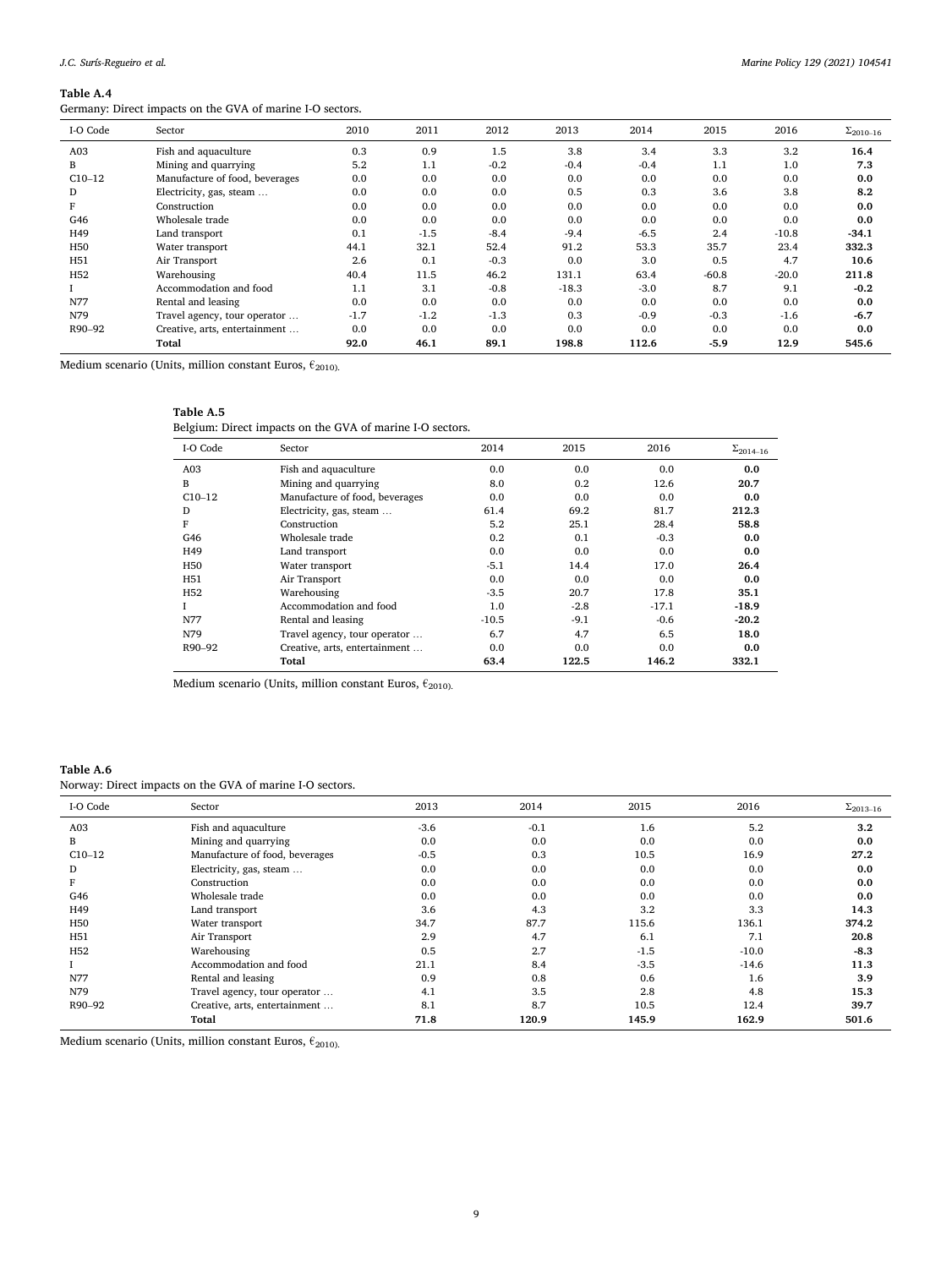**Table A.4**
Germany: Direct impacts on the GVA of marine I-O sectors.

| I-O Code | Sector | 2010 | 2011 | 2012 | 2013 | 2014 | 2015 | 2016 | $\Sigma_{2010-16}$ |
|---|---|---|---|---|---|---|---|---|---|
| A03 | Fish and aquaculture | 0.3 | 0.9 | 1.5 | 3.8 | 3.4 | 3.3 | 3.2 | **16.4** |
| B | Mining and quarrying | 5.2 | 1.1 | -0.2 | -0.4 | -0.4 | 1.1 | 1.0 | **7.3** |
| C10–12 | Manufacture of food, beverages | 0.0 | 0.0 | 0.0 | 0.0 | 0.0 | 0.0 | 0.0 | **0.0** |
| D | Electricity, gas, steam … | 0.0 | 0.0 | 0.0 | 0.5 | 0.3 | 3.6 | 3.8 | **8.2** |
| F | Construction | 0.0 | 0.0 | 0.0 | 0.0 | 0.0 | 0.0 | 0.0 | **0.0** |
| G46 | Wholesale trade | 0.0 | 0.0 | 0.0 | 0.0 | 0.0 | 0.0 | 0.0 | **0.0** |
| H49 | Land transport | 0.1 | -1.5 | -8.4 | -9.4 | -6.5 | 2.4 | -10.8 | **-34.1** |
| H50 | Water transport | 44.1 | 32.1 | 52.4 | 91.2 | 53.3 | 35.7 | 23.4 | **332.3** |
| H51 | Air Transport | 2.6 | 0.1 | -0.3 | 0.0 | 3.0 | 0.5 | 4.7 | **10.6** |
| H52 | Warehousing | 40.4 | 11.5 | 46.2 | 131.1 | 63.4 | -60.8 | -20.0 | **211.8** |
| I | Accommodation and food | 1.1 | 3.1 | -0.8 | -18.3 | -3.0 | 8.7 | 9.1 | **-0.2** |
| N77 | Rental and leasing | 0.0 | 0.0 | 0.0 | 0.0 | 0.0 | 0.0 | 0.0 | **0.0** |
| N79 | Travel agency, tour operator … | -1.7 | -1.2 | -1.3 | 0.3 | -0.9 | -0.3 | -1.6 | **-6.7** |
| R90–92 | Creative, arts, entertainment … | 0.0 | 0.0 | 0.0 | 0.0 | 0.0 | 0.0 | 0.0 | **0.0** |
| | **Total** | **92.0** | **46.1** | **89.1** | **198.8** | **112.6** | **-5.9** | **12.9** | **545.6** |

Medium scenario (Units, million constant Euros, $€_{2010}$).

**Table A.5**
Belgium: Direct impacts on the GVA of marine I-O sectors.

| I-O Code | Sector | 2014 | 2015 | 2016 | $\Sigma_{2014-16}$ |
|---|---|---|---|---|---|
| A03 | Fish and aquaculture | 0.0 | 0.0 | 0.0 | **0.0** |
| B | Mining and quarrying | 8.0 | 0.2 | 12.6 | **20.7** |
| C10–12 | Manufacture of food, beverages | 0.0 | 0.0 | 0.0 | **0.0** |
| D | Electricity, gas, steam … | 61.4 | 69.2 | 81.7 | **212.3** |
| F | Construction | 5.2 | 25.1 | 28.4 | **58.8** |
| G46 | Wholesale trade | 0.2 | 0.1 | -0.3 | **0.0** |
| H49 | Land transport | 0.0 | 0.0 | 0.0 | **0.0** |
| H50 | Water transport | -5.1 | 14.4 | 17.0 | **26.4** |
| H51 | Air Transport | 0.0 | 0.0 | 0.0 | **0.0** |
| H52 | Warehousing | -3.5 | 20.7 | 17.8 | **35.1** |
| I | Accommodation and food | 1.0 | -2.8 | -17.1 | **-18.9** |
| N77 | Rental and leasing | -10.5 | -9.1 | -0.6 | **-20.2** |
| N79 | Travel agency, tour operator … | 6.7 | 4.7 | 6.5 | **18.0** |
| R90–92 | Creative, arts, entertainment … | 0.0 | 0.0 | 0.0 | **0.0** |
| | **Total** | **63.4** | **122.5** | **146.2** | **332.1** |

Medium scenario (Units, million constant Euros, $€_{2010}$).

**Table A.6**
Norway: Direct impacts on the GVA of marine I-O sectors.

| I-O Code | Sector | 2013 | 2014 | 2015 | 2016 | $\Sigma_{2013-16}$ |
|---|---|---|---|---|---|---|
| A03 | Fish and aquaculture | -3.6 | -0.1 | 1.6 | 5.2 | **3.2** |
| B | Mining and quarrying | 0.0 | 0.0 | 0.0 | 0.0 | **0.0** |
| C10–12 | Manufacture of food, beverages | -0.5 | 0.3 | 10.5 | 16.9 | **27.2** |
| D | Electricity, gas, steam … | 0.0 | 0.0 | 0.0 | 0.0 | **0.0** |
| F | Construction | 0.0 | 0.0 | 0.0 | 0.0 | **0.0** |
| G46 | Wholesale trade | 0.0 | 0.0 | 0.0 | 0.0 | **0.0** |
| H49 | Land transport | 3.6 | 4.3 | 3.2 | 3.3 | **14.3** |
| H50 | Water transport | 34.7 | 87.7 | 115.6 | 136.1 | **374.2** |
| H51 | Air Transport | 2.9 | 4.7 | 6.1 | 7.1 | **20.8** |
| H52 | Warehousing | 0.5 | 2.7 | -1.5 | -10.0 | **-8.3** |
| I | Accommodation and food | 21.1 | 8.4 | -3.5 | -14.6 | **11.3** |
| N77 | Rental and leasing | 0.9 | 0.8 | 0.6 | 1.6 | **3.9** |
| N79 | Travel agency, tour operator … | 4.1 | 3.5 | 2.8 | 4.8 | **15.3** |
| R90–92 | Creative, arts, entertainment … | 8.1 | 8.7 | 10.5 | 12.4 | **39.7** |
| | **Total** | **71.8** | **120.9** | **145.9** | **162.9** | **501.6** |

Medium scenario (Units, million constant Euros, $€_{2010}$).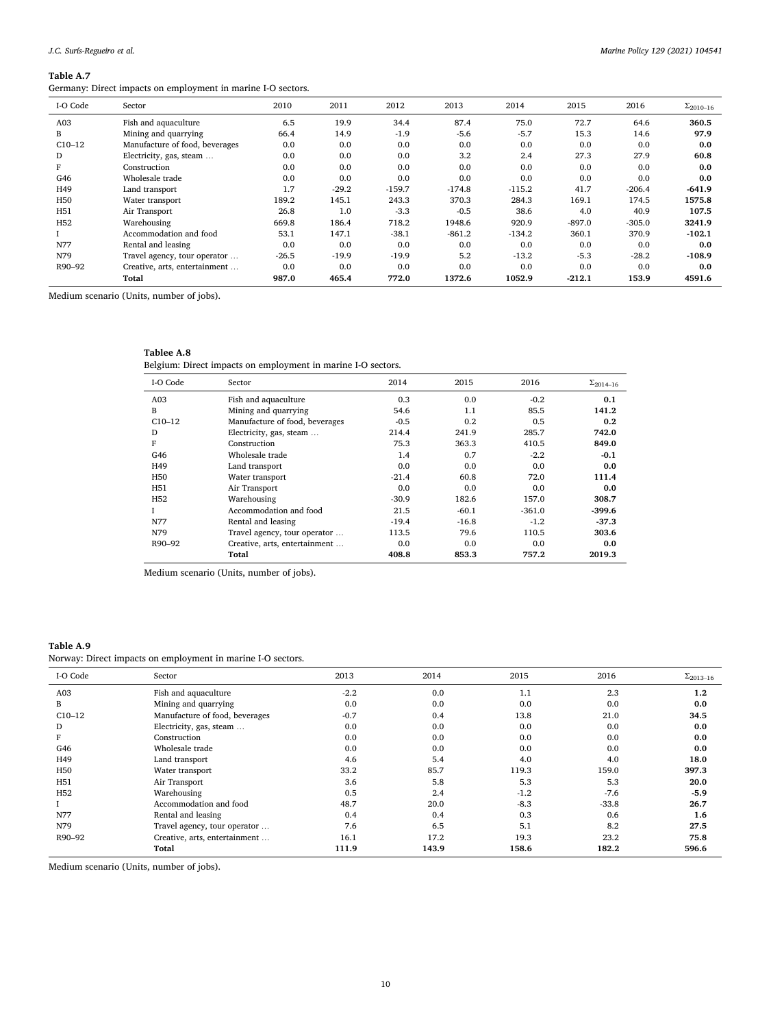**Table A.7**
Germany: Direct impacts on employment in marine I-O sectors.

| I-O Code | Sector | 2010 | 2011 | 2012 | 2013 | 2014 | 2015 | 2016 | $\Sigma_{2010-16}$ |
|---|---|---|---|---|---|---|---|---|---|
| A03 | Fish and aquaculture | 6.5 | 19.9 | 34.4 | 87.4 | 75.0 | 72.7 | 64.6 | **360.5** |
| B | Mining and quarrying | 66.4 | 14.9 | -1.9 | -5.6 | -5.7 | 15.3 | 14.6 | **97.9** |
| C10–12 | Manufacture of food, beverages | 0.0 | 0.0 | 0.0 | 0.0 | 0.0 | 0.0 | 0.0 | **0.0** |
| D | Electricity, gas, steam … | 0.0 | 0.0 | 0.0 | 3.2 | 2.4 | 27.3 | 27.9 | **60.8** |
| F | Construction | 0.0 | 0.0 | 0.0 | 0.0 | 0.0 | 0.0 | 0.0 | **0.0** |
| G46 | Wholesale trade | 0.0 | 0.0 | 0.0 | 0.0 | 0.0 | 0.0 | 0.0 | **0.0** |
| H49 | Land transport | 1.7 | -29.2 | -159.7 | -174.8 | -115.2 | 41.7 | -206.4 | **-641.9** |
| H50 | Water transport | 189.2 | 145.1 | 243.3 | 370.3 | 284.3 | 169.1 | 174.5 | **1575.8** |
| H51 | Air Transport | 26.8 | 1.0 | -3.3 | -0.5 | 38.6 | 4.0 | 40.9 | **107.5** |
| H52 | Warehousing | 669.8 | 186.4 | 718.2 | 1948.6 | 920.9 | -897.0 | -305.0 | **3241.9** |
| I | Accommodation and food | 53.1 | 147.1 | -38.1 | -861.2 | -134.2 | 360.1 | 370.9 | **-102.1** |
| N77 | Rental and leasing | 0.0 | 0.0 | 0.0 | 0.0 | 0.0 | 0.0 | 0.0 | **0.0** |
| N79 | Travel agency, tour operator … | -26.5 | -19.9 | -19.9 | 5.2 | -13.2 | -5.3 | -28.2 | **-108.9** |
| R90–92 | Creative, arts, entertainment … | 0.0 | 0.0 | 0.0 | 0.0 | 0.0 | 0.0 | 0.0 | **0.0** |
| | **Total** | **987.0** | **465.4** | **772.0** | **1372.6** | **1052.9** | **-212.1** | **153.9** | **4591.6** |

Medium scenario (Units, number of jobs).

**Tablee A.8**
Belgium: Direct impacts on employment in marine I-O sectors.

| I-O Code | Sector | 2014 | 2015 | 2016 | $\Sigma_{2014-16}$ |
|---|---|---|---|---|---|
| A03 | Fish and aquaculture | 0.3 | 0.0 | -0.2 | **0.1** |
| B | Mining and quarrying | 54.6 | 1.1 | 85.5 | **141.2** |
| C10–12 | Manufacture of food, beverages | -0.5 | 0.2 | 0.5 | **0.2** |
| D | Electricity, gas, steam … | 214.4 | 241.9 | 285.7 | **742.0** |
| F | Construction | 75.3 | 363.3 | 410.5 | **849.0** |
| G46 | Wholesale trade | 1.4 | 0.7 | -2.2 | **-0.1** |
| H49 | Land transport | 0.0 | 0.0 | 0.0 | **0.0** |
| H50 | Water transport | -21.4 | 60.8 | 72.0 | **111.4** |
| H51 | Air Transport | 0.0 | 0.0 | 0.0 | **0.0** |
| H52 | Warehousing | -30.9 | 182.6 | 157.0 | **308.7** |
| I | Accommodation and food | 21.5 | -60.1 | -361.0 | **-399.6** |
| N77 | Rental and leasing | -19.4 | -16.8 | -1.2 | **-37.3** |
| N79 | Travel agency, tour operator … | 113.5 | 79.6 | 110.5 | **303.6** |
| R90–92 | Creative, arts, entertainment … | 0.0 | 0.0 | 0.0 | **0.0** |
| | **Total** | **408.8** | **853.3** | **757.2** | **2019.3** |

Medium scenario (Units, number of jobs).

**Table A.9**
Norway: Direct impacts on employment in marine I-O sectors.

| I-O Code | Sector | 2013 | 2014 | 2015 | 2016 | $\Sigma_{2013-16}$ |
|---|---|---|---|---|---|---|
| A03 | Fish and aquaculture | -2.2 | 0.0 | 1.1 | 2.3 | **1.2** |
| B | Mining and quarrying | 0.0 | 0.0 | 0.0 | 0.0 | **0.0** |
| C10–12 | Manufacture of food, beverages | -0.7 | 0.4 | 13.8 | 21.0 | **34.5** |
| D | Electricity, gas, steam … | 0.0 | 0.0 | 0.0 | 0.0 | **0.0** |
| F | Construction | 0.0 | 0.0 | 0.0 | 0.0 | **0.0** |
| G46 | Wholesale trade | 0.0 | 0.0 | 0.0 | 0.0 | **0.0** |
| H49 | Land transport | 4.6 | 5.4 | 4.0 | 4.0 | **18.0** |
| H50 | Water transport | 33.2 | 85.7 | 119.3 | 159.0 | **397.3** |
| H51 | Air Transport | 3.6 | 5.8 | 5.3 | 5.3 | **20.0** |
| H52 | Warehousing | 0.5 | 2.4 | -1.2 | -7.6 | **-5.9** |
| I | Accommodation and food | 48.7 | 20.0 | -8.3 | -33.8 | **26.7** |
| N77 | Rental and leasing | 0.4 | 0.4 | 0.3 | 0.6 | **1.6** |
| N79 | Travel agency, tour operator … | 7.6 | 6.5 | 5.1 | 8.2 | **27.5** |
| R90–92 | Creative, arts, entertainment … | 16.1 | 17.2 | 19.3 | 23.2 | **75.8** |
| | **Total** | **111.9** | **143.9** | **158.6** | **182.2** | **596.6** |

Medium scenario (Units, number of jobs).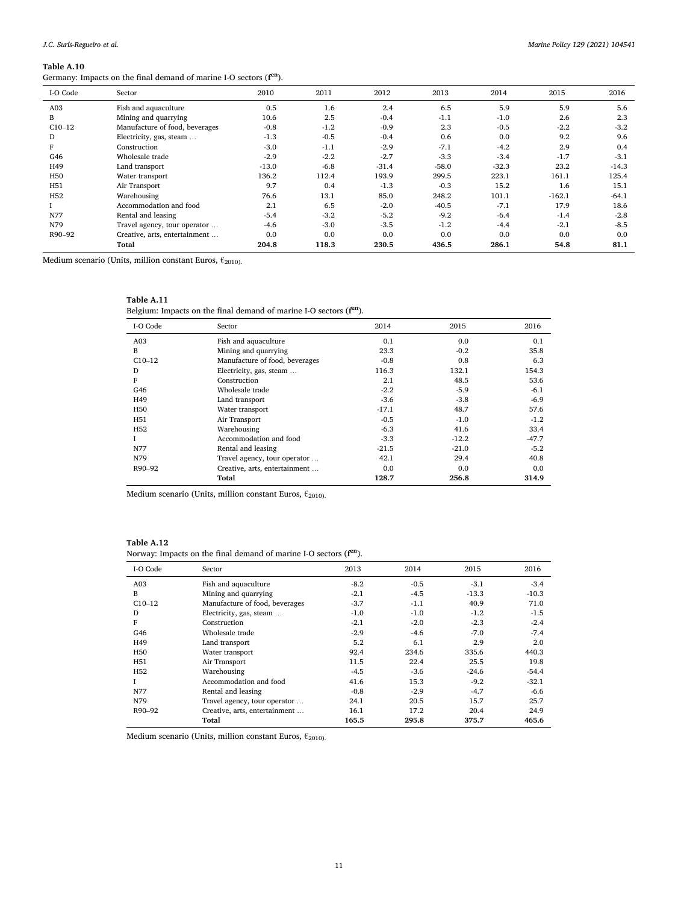**Table A.10**
Germany: Impacts on the final demand of marine I-O sectors ($\mathbf{f^{en}}$).

| I-O Code | Sector | 2010 | 2011 | 2012 | 2013 | 2014 | 2015 | 2016 |
|---|---|---|---|---|---|---|---|---|
| A03 | Fish and aquaculture | 0.5 | 1.6 | 2.4 | 6.5 | 5.9 | 5.9 | 5.6 |
| B | Mining and quarrying | 10.6 | 2.5 | -0.4 | -1.1 | -1.0 | 2.6 | 2.3 |
| C10–12 | Manufacture of food, beverages | -0.8 | -1.2 | -0.9 | 2.3 | -0.5 | -2.2 | -3.2 |
| D | Electricity, gas, steam … | -1.3 | -0.5 | -0.4 | 0.6 | 0.0 | 9.2 | 9.6 |
| F | Construction | -3.0 | -1.1 | -2.9 | -7.1 | -4.2 | 2.9 | 0.4 |
| G46 | Wholesale trade | -2.9 | -2.2 | -2.7 | -3.3 | -3.4 | -1.7 | -3.1 |
| H49 | Land transport | -13.0 | -6.8 | -31.4 | -58.0 | -32.3 | 23.2 | -14.3 |
| H50 | Water transport | 136.2 | 112.4 | 193.9 | 299.5 | 223.1 | 161.1 | 125.4 |
| H51 | Air Transport | 9.7 | 0.4 | -1.3 | -0.3 | 15.2 | 1.6 | 15.1 |
| H52 | Warehousing | 76.6 | 13.1 | 85.0 | 248.2 | 101.1 | -162.1 | -64.1 |
| I | Accommodation and food | 2.1 | 6.5 | -2.0 | -40.5 | -7.1 | 17.9 | 18.6 |
| N77 | Rental and leasing | -5.4 | -3.2 | -5.2 | -9.2 | -6.4 | -1.4 | -2.8 |
| N79 | Travel agency, tour operator … | -4.6 | -3.0 | -3.5 | -1.2 | -4.4 | -2.1 | -8.5 |
| R90–92 | Creative, arts, entertainment … | 0.0 | 0.0 | 0.0 | 0.0 | 0.0 | 0.0 | 0.0 |
| | **Total** | **204.8** | **118.3** | **230.5** | **436.5** | **286.1** | **54.8** | **81.1** |

Medium scenario (Units, million constant Euros, €$_{2010}$).

**Table A.11**
Belgium: Impacts on the final demand of marine I-O sectors ($\mathbf{f^{en}}$).

| I-O Code | Sector | 2014 | 2015 | 2016 |
|---|---|---|---|---|
| A03 | Fish and aquaculture | 0.1 | 0.0 | 0.1 |
| B | Mining and quarrying | 23.3 | -0.2 | 35.8 |
| C10–12 | Manufacture of food, beverages | -0.8 | 0.8 | 6.3 |
| D | Electricity, gas, steam … | 116.3 | 132.1 | 154.3 |
| F | Construction | 2.1 | 48.5 | 53.6 |
| G46 | Wholesale trade | -2.2 | -5.9 | -6.1 |
| H49 | Land transport | -3.6 | -3.8 | -6.9 |
| H50 | Water transport | -17.1 | 48.7 | 57.6 |
| H51 | Air Transport | -0.5 | -1.0 | -1.2 |
| H52 | Warehousing | -6.3 | 41.6 | 33.4 |
| I | Accommodation and food | -3.3 | -12.2 | -47.7 |
| N77 | Rental and leasing | -21.5 | -21.0 | -5.2 |
| N79 | Travel agency, tour operator … | 42.1 | 29.4 | 40.8 |
| R90–92 | Creative, arts, entertainment … | 0.0 | 0.0 | 0.0 |
| | **Total** | **128.7** | **256.8** | **314.9** |

Medium scenario (Units, million constant Euros, €$_{2010}$).

**Table A.12**
Norway: Impacts on the final demand of marine I-O sectors ($\mathbf{f^{en}}$).

| I-O Code | Sector | 2013 | 2014 | 2015 | 2016 |
|---|---|---|---|---|---|
| A03 | Fish and aquaculture | -8.2 | -0.5 | -3.1 | -3.4 |
| B | Mining and quarrying | -2.1 | -4.5 | -13.3 | -10.3 |
| C10–12 | Manufacture of food, beverages | -3.7 | -1.1 | 40.9 | 71.0 |
| D | Electricity, gas, steam … | -1.0 | -1.0 | -1.2 | -1.5 |
| F | Construction | -2.1 | -2.0 | -2.3 | -2.4 |
| G46 | Wholesale trade | -2.9 | -4.6 | -7.0 | -7.4 |
| H49 | Land transport | 5.2 | 6.1 | 2.9 | 2.0 |
| H50 | Water transport | 92.4 | 234.6 | 335.6 | 440.3 |
| H51 | Air Transport | 11.5 | 22.4 | 25.5 | 19.8 |
| H52 | Warehousing | -4.5 | -3.6 | -24.6 | -54.4 |
| I | Accommodation and food | 41.6 | 15.3 | -9.2 | -32.1 |
| N77 | Rental and leasing | -0.8 | -2.9 | -4.7 | -6.6 |
| N79 | Travel agency, tour operator … | 24.1 | 20.5 | 15.7 | 25.7 |
| R90–92 | Creative, arts, entertainment … | 16.1 | 17.2 | 20.4 | 24.9 |
| | **Total** | **165.5** | **295.8** | **375.7** | **465.6** |

Medium scenario (Units, million constant Euros, €$_{2010}$).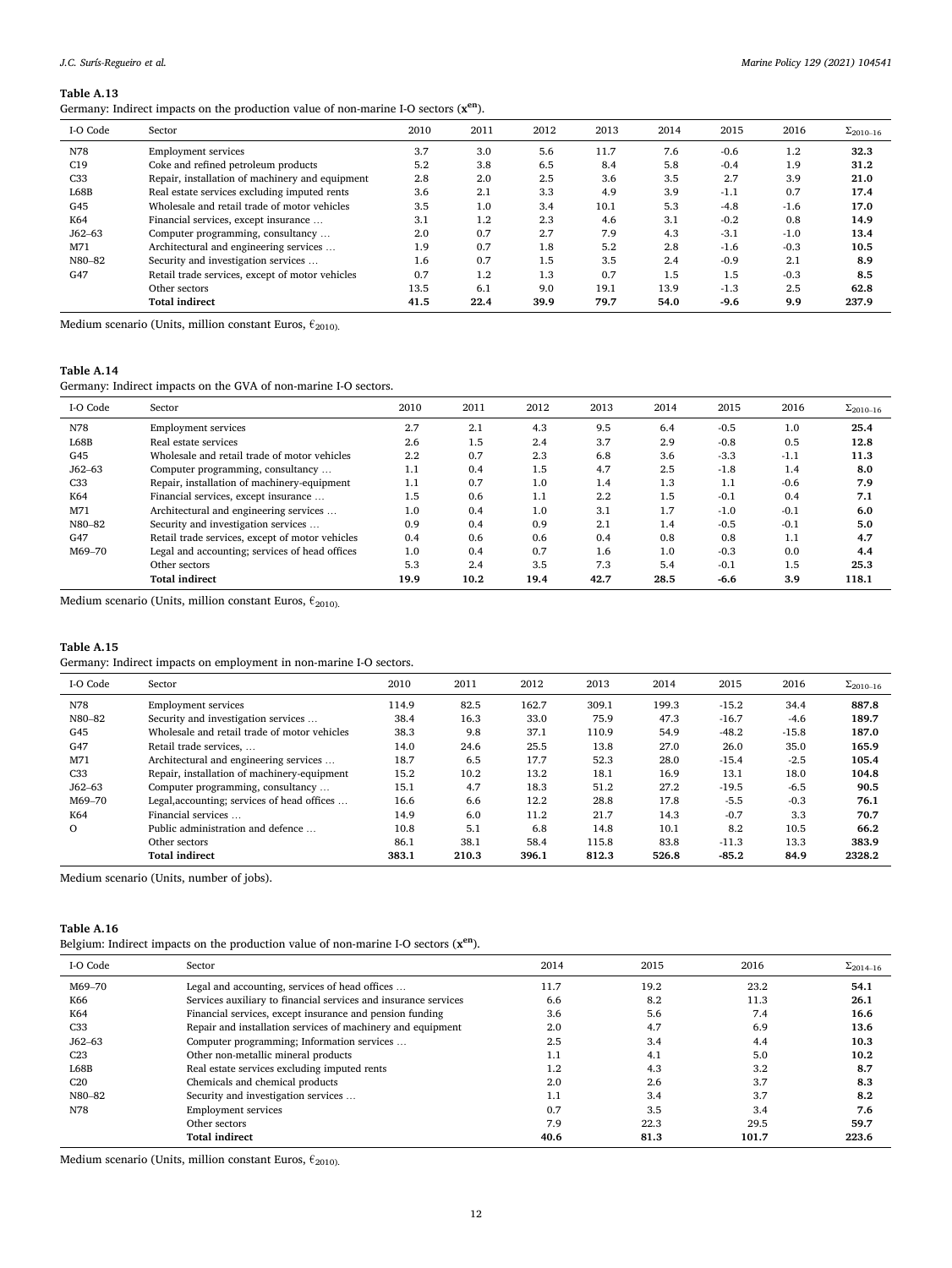**Table A.13**

Germany: Indirect impacts on the production value of non-marine I-O sectors ($\mathbf{x}^{\mathbf{en}}$).

| I-O Code | Sector | 2010 | 2011 | 2012 | 2013 | 2014 | 2015 | 2016 | $\Sigma_{2010-16}$ |
|---|---|---|---|---|---|---|---|---|---|
| N78 | Employment services | 3.7 | 3.0 | 5.6 | 11.7 | 7.6 | -0.6 | 1.2 | **32.3** |
| C19 | Coke and refined petroleum products | 5.2 | 3.8 | 6.5 | 8.4 | 5.8 | -0.4 | 1.9 | **31.2** |
| C33 | Repair, installation of machinery and equipment | 2.8 | 2.0 | 2.5 | 3.6 | 3.5 | 2.7 | 3.9 | **21.0** |
| L68B | Real estate services excluding imputed rents | 3.6 | 2.1 | 3.3 | 4.9 | 3.9 | -1.1 | 0.7 | **17.4** |
| G45 | Wholesale and retail trade of motor vehicles | 3.5 | 1.0 | 3.4 | 10.1 | 5.3 | -4.8 | -1.6 | **17.0** |
| K64 | Financial services, except insurance … | 3.1 | 1.2 | 2.3 | 4.6 | 3.1 | -0.2 | 0.8 | **14.9** |
| J62–63 | Computer programming, consultancy … | 2.0 | 0.7 | 2.7 | 7.9 | 4.3 | -3.1 | -1.0 | **13.4** |
| M71 | Architectural and engineering services … | 1.9 | 0.7 | 1.8 | 5.2 | 2.8 | -1.6 | -0.3 | **10.5** |
| N80–82 | Security and investigation services … | 1.6 | 0.7 | 1.5 | 3.5 | 2.4 | -0.9 | 2.1 | **8.9** |
| G47 | Retail trade services, except of motor vehicles | 0.7 | 1.2 | 1.3 | 0.7 | 1.5 | 1.5 | -0.3 | **8.5** |
| | Other sectors | 13.5 | 6.1 | 9.0 | 19.1 | 13.9 | -1.3 | 2.5 | **62.8** |
| | **Total indirect** | **41.5** | **22.4** | **39.9** | **79.7** | **54.0** | **-9.6** | **9.9** | **237.9** |

Medium scenario (Units, million constant Euros, €$_{2010}$).

**Table A.14**

Germany: Indirect impacts on the GVA of non-marine I-O sectors.

| I-O Code | Sector | 2010 | 2011 | 2012 | 2013 | 2014 | 2015 | 2016 | $\Sigma_{2010-16}$ |
|---|---|---|---|---|---|---|---|---|---|
| N78 | Employment services | 2.7 | 2.1 | 4.3 | 9.5 | 6.4 | -0.5 | 1.0 | **25.4** |
| L68B | Real estate services | 2.6 | 1.5 | 2.4 | 3.7 | 2.9 | -0.8 | 0.5 | **12.8** |
| G45 | Wholesale and retail trade of motor vehicles | 2.2 | 0.7 | 2.3 | 6.8 | 3.6 | -3.3 | -1.1 | **11.3** |
| J62–63 | Computer programming, consultancy … | 1.1 | 0.4 | 1.5 | 4.7 | 2.5 | -1.8 | 1.4 | **8.0** |
| C33 | Repair, installation of machinery-equipment | 1.1 | 0.7 | 1.0 | 1.4 | 1.3 | 1.1 | -0.6 | **7.9** |
| K64 | Financial services, except insurance … | 1.5 | 0.6 | 1.1 | 2.2 | 1.5 | -0.1 | 0.4 | **7.1** |
| M71 | Architectural and engineering services … | 1.0 | 0.4 | 1.0 | 3.1 | 1.7 | -1.0 | -0.1 | **6.0** |
| N80–82 | Security and investigation services … | 0.9 | 0.4 | 0.9 | 2.1 | 1.4 | -0.5 | -0.1 | **5.0** |
| G47 | Retail trade services, except of motor vehicles | 0.4 | 0.6 | 0.6 | 0.4 | 0.8 | 0.8 | 1.1 | **4.7** |
| M69–70 | Legal and accounting; services of head offices | 1.0 | 0.4 | 0.7 | 1.6 | 1.0 | -0.3 | 0.0 | **4.4** |
| | Other sectors | 5.3 | 2.4 | 3.5 | 7.3 | 5.4 | -0.1 | 1.5 | **25.3** |
| | **Total indirect** | **19.9** | **10.2** | **19.4** | **42.7** | **28.5** | **-6.6** | **3.9** | **118.1** |

Medium scenario (Units, million constant Euros, €$_{2010}$).

**Table A.15**

Germany: Indirect impacts on employment in non-marine I-O sectors.

| I-O Code | Sector | 2010 | 2011 | 2012 | 2013 | 2014 | 2015 | 2016 | $\Sigma_{2010-16}$ |
|---|---|---|---|---|---|---|---|---|---|
| N78 | Employment services | 114.9 | 82.5 | 162.7 | 309.1 | 199.3 | -15.2 | 34.4 | **887.8** |
| N80–82 | Security and investigation services … | 38.4 | 16.3 | 33.0 | 75.9 | 47.3 | -16.7 | -4.6 | **189.7** |
| G45 | Wholesale and retail trade of motor vehicles | 38.3 | 9.8 | 37.1 | 110.9 | 54.9 | -48.2 | -15.8 | **187.0** |
| G47 | Retail trade services, … | 14.0 | 24.6 | 25.5 | 13.8 | 27.0 | 26.0 | 35.0 | **165.9** |
| M71 | Architectural and engineering services … | 18.7 | 6.5 | 17.7 | 52.3 | 28.0 | -15.4 | -2.5 | **105.4** |
| C33 | Repair, installation of machinery-equipment | 15.2 | 10.2 | 13.2 | 18.1 | 16.9 | 13.1 | 18.0 | **104.8** |
| J62–63 | Computer programming, consultancy … | 15.1 | 4.7 | 18.3 | 51.2 | 27.2 | -19.5 | -6.5 | **90.5** |
| M69–70 | Legal,accounting; services of head offices … | 16.6 | 6.6 | 12.2 | 28.8 | 17.8 | -5.5 | -0.3 | **76.1** |
| K64 | Financial services … | 14.9 | 6.0 | 11.2 | 21.7 | 14.3 | -0.7 | 3.3 | **70.7** |
| O | Public administration and defence … | 10.8 | 5.1 | 6.8 | 14.8 | 10.1 | 8.2 | 10.5 | **66.2** |
| | Other sectors | 86.1 | 38.1 | 58.4 | 115.8 | 83.8 | -11.3 | 13.3 | **383.9** |
| | **Total indirect** | **383.1** | **210.3** | **396.1** | **812.3** | **526.8** | **-85.2** | **84.9** | **2328.2** |

Medium scenario (Units, number of jobs).

**Table A.16**

Belgium: Indirect impacts on the production value of non-marine I-O sectors ($\mathbf{x}^{\mathbf{en}}$).

| I-O Code | Sector | 2014 | 2015 | 2016 | $\Sigma_{2014-16}$ |
|---|---|---|---|---|---|
| M69–70 | Legal and accounting, services of head offices … | 11.7 | 19.2 | 23.2 | **54.1** |
| K66 | Services auxiliary to financial services and insurance services | 6.6 | 8.2 | 11.3 | **26.1** |
| K64 | Financial services, except insurance and pension funding | 3.6 | 5.6 | 7.4 | **16.6** |
| C33 | Repair and installation services of machinery and equipment | 2.0 | 4.7 | 6.9 | **13.6** |
| J62–63 | Computer programming; Information services … | 2.5 | 3.4 | 4.4 | **10.3** |
| C23 | Other non-metallic mineral products | 1.1 | 4.1 | 5.0 | **10.2** |
| L68B | Real estate services excluding imputed rents | 1.2 | 4.3 | 3.2 | **8.7** |
| C20 | Chemicals and chemical products | 2.0 | 2.6 | 3.7 | **8.3** |
| N80–82 | Security and investigation services … | 1.1 | 3.4 | 3.7 | **8.2** |
| N78 | Employment services | 0.7 | 3.5 | 3.4 | **7.6** |
| | Other sectors | 7.9 | 22.3 | 29.5 | **59.7** |
| | **Total indirect** | **40.6** | **81.3** | **101.7** | **223.6** |

Medium scenario (Units, million constant Euros, €$_{2010}$).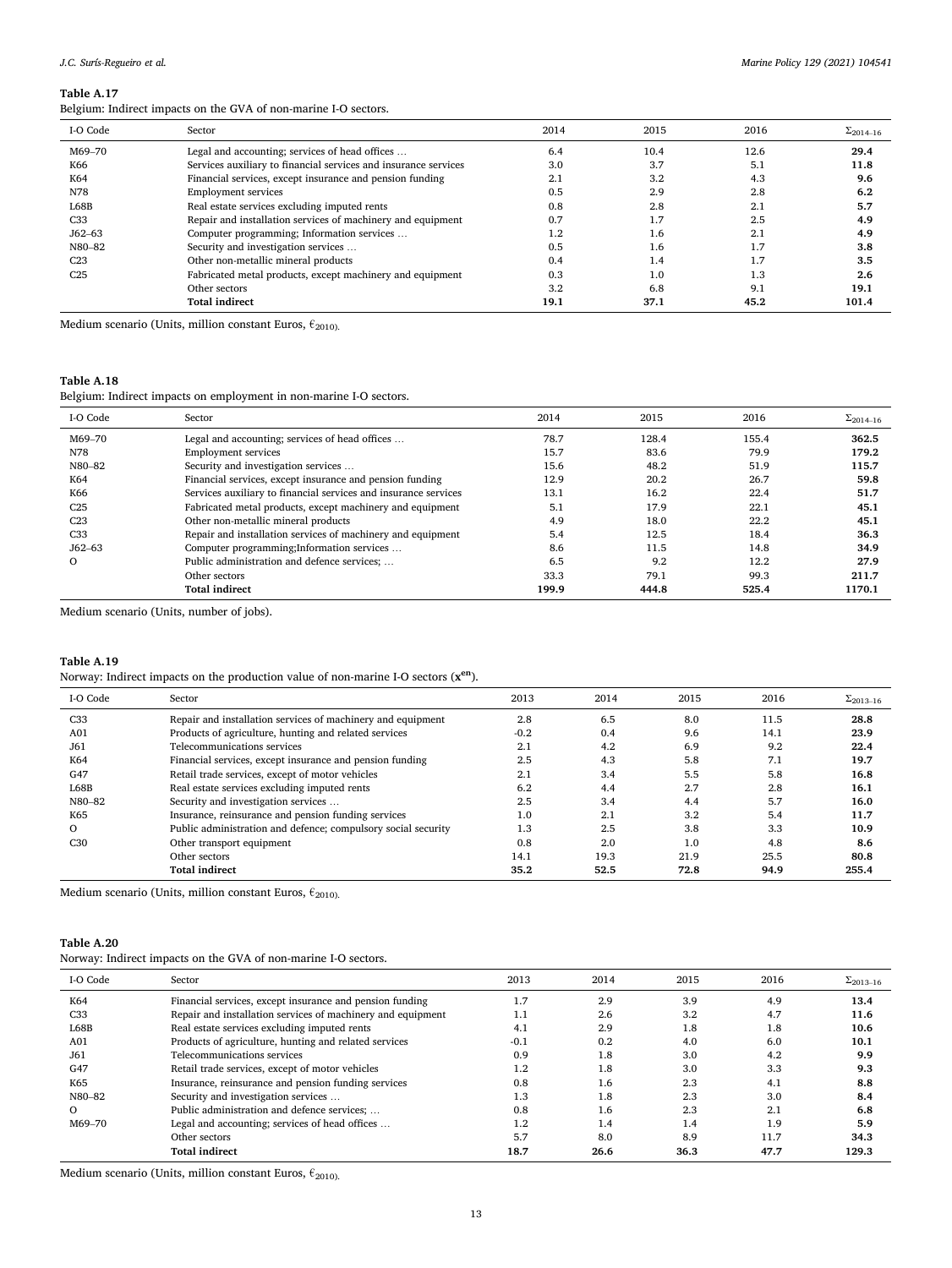**Table A.17**

Belgium: Indirect impacts on the GVA of non-marine I-O sectors.

| I-O Code | Sector | 2014 | 2015 | 2016 | $\Sigma_{2014–16}$ |
|---|---|---|---|---|---|
| M69–70 | Legal and accounting; services of head offices … | 6.4 | 10.4 | 12.6 | **29.4** |
| K66 | Services auxiliary to financial services and insurance services | 3.0 | 3.7 | 5.1 | **11.8** |
| K64 | Financial services, except insurance and pension funding | 2.1 | 3.2 | 4.3 | **9.6** |
| N78 | Employment services | 0.5 | 2.9 | 2.8 | **6.2** |
| L68B | Real estate services excluding imputed rents | 0.8 | 2.8 | 2.1 | **5.7** |
| C33 | Repair and installation services of machinery and equipment | 0.7 | 1.7 | 2.5 | **4.9** |
| J62–63 | Computer programming; Information services … | 1.2 | 1.6 | 2.1 | **4.9** |
| N80–82 | Security and investigation services … | 0.5 | 1.6 | 1.7 | **3.8** |
| C23 | Other non-metallic mineral products | 0.4 | 1.4 | 1.7 | **3.5** |
| C25 | Fabricated metal products, except machinery and equipment | 0.3 | 1.0 | 1.3 | **2.6** |
| | Other sectors | 3.2 | 6.8 | 9.1 | **19.1** |
| | **Total indirect** | **19.1** | **37.1** | **45.2** | **101.4** |

Medium scenario (Units, million constant Euros, $€_{2010}$).

**Table A.18**

Belgium: Indirect impacts on employment in non-marine I-O sectors.

| I-O Code | Sector | 2014 | 2015 | 2016 | $\Sigma_{2014–16}$ |
|---|---|---|---|---|---|
| M69–70 | Legal and accounting; services of head offices … | 78.7 | 128.4 | 155.4 | **362.5** |
| N78 | Employment services | 15.7 | 83.6 | 79.9 | **179.2** |
| N80–82 | Security and investigation services … | 15.6 | 48.2 | 51.9 | **115.7** |
| K64 | Financial services, except insurance and pension funding | 12.9 | 20.2 | 26.7 | **59.8** |
| K66 | Services auxiliary to financial services and insurance services | 13.1 | 16.2 | 22.4 | **51.7** |
| C25 | Fabricated metal products, except machinery and equipment | 5.1 | 17.9 | 22.1 | **45.1** |
| C23 | Other non-metallic mineral products | 4.9 | 18.0 | 22.2 | **45.1** |
| C33 | Repair and installation services of machinery and equipment | 5.4 | 12.5 | 18.4 | **36.3** |
| J62–63 | Computer programming;Information services … | 8.6 | 11.5 | 14.8 | **34.9** |
| O | Public administration and defence services; … | 6.5 | 9.2 | 12.2 | **27.9** |
| | Other sectors | 33.3 | 79.1 | 99.3 | **211.7** |
| | **Total indirect** | **199.9** | **444.8** | **525.4** | **1170.1** |

Medium scenario (Units, number of jobs).

**Table A.19**

Norway: Indirect impacts on the production value of non-marine I-O sectors ($\mathbf{x^{en}}$).

| I-O Code | Sector | 2013 | 2014 | 2015 | 2016 | $\Sigma_{2013–16}$ |
|---|---|---|---|---|---|---|
| C33 | Repair and installation services of machinery and equipment | 2.8 | 6.5 | 8.0 | 11.5 | **28.8** |
| A01 | Products of agriculture, hunting and related services | -0.2 | 0.4 | 9.6 | 14.1 | **23.9** |
| J61 | Telecommunications services | 2.1 | 4.2 | 6.9 | 9.2 | **22.4** |
| K64 | Financial services, except insurance and pension funding | 2.5 | 4.3 | 5.8 | 7.1 | **19.7** |
| G47 | Retail trade services, except of motor vehicles | 2.1 | 3.4 | 5.5 | 5.8 | **16.8** |
| L68B | Real estate services excluding imputed rents | 6.2 | 4.4 | 2.7 | 2.8 | **16.1** |
| N80–82 | Security and investigation services … | 2.5 | 3.4 | 4.4 | 5.7 | **16.0** |
| K65 | Insurance, reinsurance and pension funding services | 1.0 | 2.1 | 3.2 | 5.4 | **11.7** |
| O | Public administration and defence; compulsory social security | 1.3 | 2.5 | 3.8 | 3.3 | **10.9** |
| C30 | Other transport equipment | 0.8 | 2.0 | 1.0 | 4.8 | **8.6** |
| | Other sectors | 14.1 | 19.3 | 21.9 | 25.5 | **80.8** |
| | **Total indirect** | **35.2** | **52.5** | **72.8** | **94.9** | **255.4** |

Medium scenario (Units, million constant Euros, $€_{2010}$).

**Table A.20**

Norway: Indirect impacts on the GVA of non-marine I-O sectors.

| I-O Code | Sector | 2013 | 2014 | 2015 | 2016 | $\Sigma_{2013–16}$ |
|---|---|---|---|---|---|---|
| K64 | Financial services, except insurance and pension funding | 1.7 | 2.9 | 3.9 | 4.9 | **13.4** |
| C33 | Repair and installation services of machinery and equipment | 1.1 | 2.6 | 3.2 | 4.7 | **11.6** |
| L68B | Real estate services excluding imputed rents | 4.1 | 2.9 | 1.8 | 1.8 | **10.6** |
| A01 | Products of agriculture, hunting and related services | -0.1 | 0.2 | 4.0 | 6.0 | **10.1** |
| J61 | Telecommunications services | 0.9 | 1.8 | 3.0 | 4.2 | **9.9** |
| G47 | Retail trade services, except of motor vehicles | 1.2 | 1.8 | 3.0 | 3.3 | **9.3** |
| K65 | Insurance, reinsurance and pension funding services | 0.8 | 1.6 | 2.3 | 4.1 | **8.8** |
| N80–82 | Security and investigation services … | 1.3 | 1.8 | 2.3 | 3.0 | **8.4** |
| O | Public administration and defence services; … | 0.8 | 1.6 | 2.3 | 2.1 | **6.8** |
| M69–70 | Legal and accounting; services of head offices … | 1.2 | 1.4 | 1.4 | 1.9 | **5.9** |
| | Other sectors | 5.7 | 8.0 | 8.9 | 11.7 | **34.3** |
| | **Total indirect** | **18.7** | **26.6** | **36.3** | **47.7** | **129.3** |

Medium scenario (Units, million constant Euros, $€_{2010}$).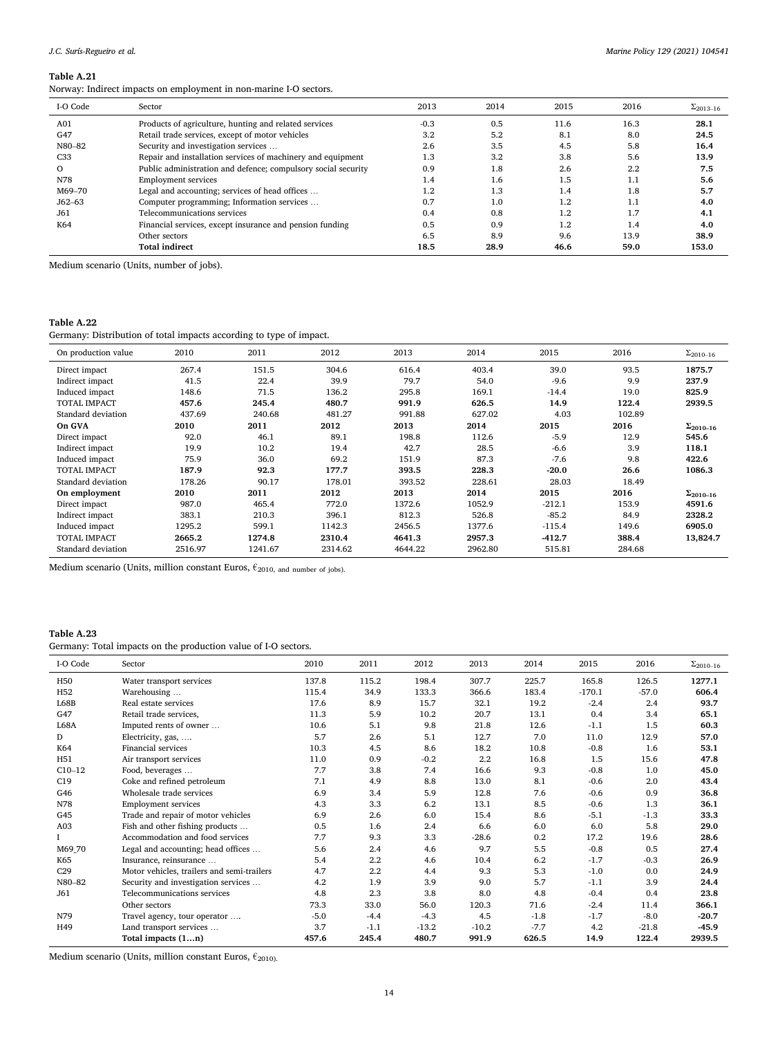**Table A.21**
Norway: Indirect impacts on employment in non-marine I-O sectors.

| I-O Code | Sector | 2013 | 2014 | 2015 | 2016 | $\Sigma_{2013-16}$ |
|---|---|---|---|---|---|---|
| A01 | Products of agriculture, hunting and related services | -0.3 | 0.5 | 11.6 | 16.3 | **28.1** |
| G47 | Retail trade services, except of motor vehicles | 3.2 | 5.2 | 8.1 | 8.0 | **24.5** |
| N80–82 | Security and investigation services … | 2.6 | 3.5 | 4.5 | 5.8 | **16.4** |
| C33 | Repair and installation services of machinery and equipment | 1.3 | 3.2 | 3.8 | 5.6 | **13.9** |
| O | Public administration and defence; compulsory social security | 0.9 | 1.8 | 2.6 | 2.2 | **7.5** |
| N78 | Employment services | 1.4 | 1.6 | 1.5 | 1.1 | **5.6** |
| M69–70 | Legal and accounting; services of head offices … | 1.2 | 1.3 | 1.4 | 1.8 | **5.7** |
| J62–63 | Computer programming; Information services … | 0.7 | 1.0 | 1.2 | 1.1 | **4.0** |
| J61 | Telecommunications services | 0.4 | 0.8 | 1.2 | 1.7 | **4.1** |
| K64 | Financial services, except insurance and pension funding | 0.5 | 0.9 | 1.2 | 1.4 | **4.0** |
| | Other sectors | 6.5 | 8.9 | 9.6 | 13.9 | **38.9** |
| | **Total indirect** | **18.5** | **28.9** | **46.6** | **59.0** | **153.0** |

Medium scenario (Units, number of jobs).

**Table A.22**
Germany: Distribution of total impacts according to type of impact.

| On production value | 2010 | 2011 | 2012 | 2013 | 2014 | 2015 | 2016 | $\Sigma_{2010-16}$ |
|---|---|---|---|---|---|---|---|---|
| Direct impact | 267.4 | 151.5 | 304.6 | 616.4 | 403.4 | 39.0 | 93.5 | **1875.7** |
| Indirect impact | 41.5 | 22.4 | 39.9 | 79.7 | 54.0 | -9.6 | 9.9 | **237.9** |
| Induced impact | 148.6 | 71.5 | 136.2 | 295.8 | 169.1 | -14.4 | 19.0 | **825.9** |
| TOTAL IMPACT | **457.6** | **245.4** | **480.7** | **991.9** | **626.5** | **14.9** | **122.4** | **2939.5** |
| Standard deviation | 437.69 | 240.68 | 481.27 | 991.88 | 627.02 | 4.03 | 102.89 | |
| **On GVA** | **2010** | **2011** | **2012** | **2013** | **2014** | **2015** | **2016** | $\Sigma_{2010-16}$ |
| Direct impact | 92.0 | 46.1 | 89.1 | 198.8 | 112.6 | -5.9 | 12.9 | **545.6** |
| Indirect impact | 19.9 | 10.2 | 19.4 | 42.7 | 28.5 | -6.6 | 3.9 | **118.1** |
| Induced impact | 75.9 | 36.0 | 69.2 | 151.9 | 87.3 | -7.6 | 9.8 | **422.6** |
| TOTAL IMPACT | **187.9** | **92.3** | **177.7** | **393.5** | **228.3** | **-20.0** | **26.6** | **1086.3** |
| Standard deviation | 178.26 | 90.17 | 178.01 | 393.52 | 228.61 | 28.03 | 18.49 | |
| **On employment** | **2010** | **2011** | **2012** | **2013** | **2014** | **2015** | **2016** | $\Sigma_{2010-16}$ |
| Direct impact | 987.0 | 465.4 | 772.0 | 1372.6 | 1052.9 | -212.1 | 153.9 | **4591.6** |
| Indirect impact | 383.1 | 210.3 | 396.1 | 812.3 | 526.8 | -85.2 | 84.9 | **2328.2** |
| Induced impact | 1295.2 | 599.1 | 1142.3 | 2456.5 | 1377.6 | -115.4 | 149.6 | **6905.0** |
| TOTAL IMPACT | **2665.2** | **1274.8** | **2310.4** | **4641.3** | **2957.3** | **-412.7** | **388.4** | **13,824.7** |
| Standard deviation | 2516.97 | 1241.67 | 2314.62 | 4644.22 | 2962.80 | 515.81 | 284.68 | |

Medium scenario (Units, million constant Euros, €2010, and number of jobs).

**Table A.23**
Germany: Total impacts on the production value of I-O sectors.

| I-O Code | Sector | 2010 | 2011 | 2012 | 2013 | 2014 | 2015 | 2016 | $\Sigma_{2010-16}$ |
|---|---|---|---|---|---|---|---|---|---|
| H50 | Water transport services | 137.8 | 115.2 | 198.4 | 307.7 | 225.7 | 165.8 | 126.5 | **1277.1** |
| H52 | Warehousing … | 115.4 | 34.9 | 133.3 | 366.6 | 183.4 | -170.1 | -57.0 | **606.4** |
| L68B | Real estate services | 17.6 | 8.9 | 15.7 | 32.1 | 19.2 | -2.4 | 2.4 | **93.7** |
| G47 | Retail trade services, | 11.3 | 5.9 | 10.2 | 20.7 | 13.1 | 0.4 | 3.4 | **65.1** |
| L68A | Imputed rents of owner … | 10.6 | 5.1 | 9.8 | 21.8 | 12.6 | -1.1 | 1.5 | **60.3** |
| D | Electricity, gas, …. | 5.7 | 2.6 | 5.1 | 12.7 | 7.0 | 11.0 | 12.9 | **57.0** |
| K64 | Financial services | 10.3 | 4.5 | 8.6 | 18.2 | 10.8 | -0.8 | 1.6 | **53.1** |
| H51 | Air transport services | 11.0 | 0.9 | -0.2 | 2.2 | 16.8 | 1.5 | 15.6 | **47.8** |
| C10–12 | Food, beverages … | 7.7 | 3.8 | 7.4 | 16.6 | 9.3 | -0.8 | 1.0 | **45.0** |
| C19 | Coke and refined petroleum | 7.1 | 4.9 | 8.8 | 13.0 | 8.1 | -0.6 | 2.0 | **43.4** |
| G46 | Wholesale trade services | 6.9 | 3.4 | 5.9 | 12.8 | 7.6 | -0.6 | 0.9 | **36.8** |
| N78 | Employment services | 4.3 | 3.3 | 6.2 | 13.1 | 8.5 | -0.6 | 1.3 | **36.1** |
| G45 | Trade and repair of motor vehicles | 6.9 | 2.6 | 6.0 | 15.4 | 8.6 | -5.1 | -1.3 | **33.3** |
| A03 | Fish and other fishing products … | 0.5 | 1.6 | 2.4 | 6.6 | 6.0 | 6.0 | 5.8 | **29.0** |
| I | Accommodation and food services | 7.7 | 9.3 | 3.3 | -28.6 | 0.2 | 17.2 | 19.6 | **28.6** |
| M69_70 | Legal and accounting; head offices … | 5.6 | 2.4 | 4.6 | 9.7 | 5.5 | -0.8 | 0.5 | **27.4** |
| K65 | Insurance, reinsurance … | 5.4 | 2.2 | 4.6 | 10.4 | 6.2 | -1.7 | -0.3 | **26.9** |
| C29 | Motor vehicles, trailers and semi-trailers | 4.7 | 2.2 | 4.4 | 9.3 | 5.3 | -1.0 | 0.0 | **24.9** |
| N80–82 | Security and investigation services … | 4.2 | 1.9 | 3.9 | 9.0 | 5.7 | -1.1 | 3.9 | **24.4** |
| J61 | Telecommunications services | 4.8 | 2.3 | 3.8 | 8.0 | 4.8 | -0.4 | 0.4 | **23.8** |
| | Other sectors | 73.3 | 33.0 | 56.0 | 120.3 | 71.6 | -2.4 | 11.4 | **366.1** |
| N79 | Travel agency, tour operator …. | -5.0 | -4.4 | -4.3 | 4.5 | -1.8 | -1.7 | -8.0 | **-20.7** |
| H49 | Land transport services … | 3.7 | -1.1 | -13.2 | -10.2 | -7.7 | 4.2 | -21.8 | **-45.9** |
| | **Total impacts (1…n)** | **457.6** | **245.4** | **480.7** | **991.9** | **626.5** | **14.9** | **122.4** | **2939.5** |

Medium scenario (Units, million constant Euros, €2010).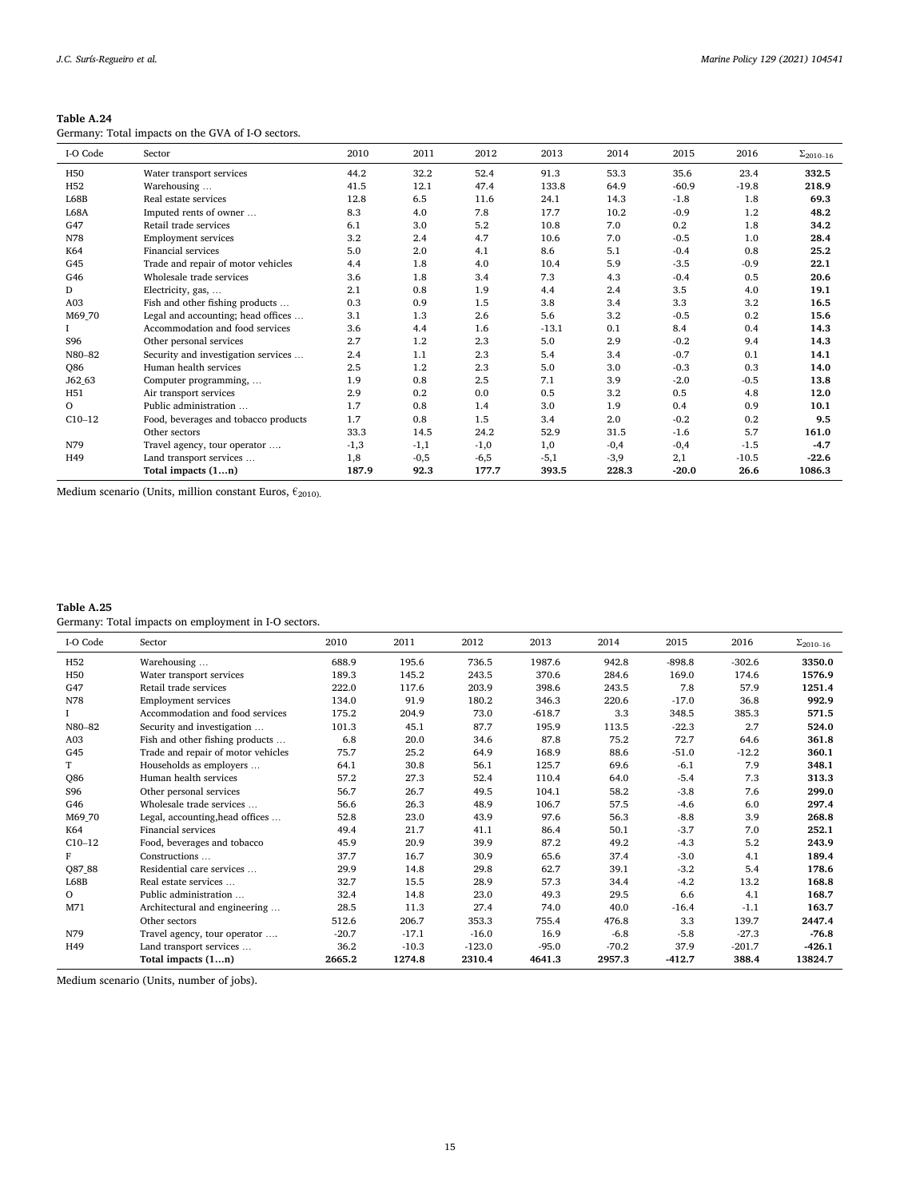**Table A.24**
Germany: Total impacts on the GVA of I-O sectors.

| I-O Code | Sector | 2010 | 2011 | 2012 | 2013 | 2014 | 2015 | 2016 | $\Sigma_{2010-16}$ |
|---|---|---|---|---|---|---|---|---|---|
| H50 | Water transport services | 44.2 | 32.2 | 52.4 | 91.3 | 53.3 | 35.6 | 23.4 | **332.5** |
| H52 | Warehousing … | 41.5 | 12.1 | 47.4 | 133.8 | 64.9 | -60.9 | -19.8 | **218.9** |
| L68B | Real estate services | 12.8 | 6.5 | 11.6 | 24.1 | 14.3 | -1.8 | 1.8 | **69.3** |
| L68A | Imputed rents of owner … | 8.3 | 4.0 | 7.8 | 17.7 | 10.2 | -0.9 | 1.2 | **48.2** |
| G47 | Retail trade services | 6.1 | 3.0 | 5.2 | 10.8 | 7.0 | 0.2 | 1.8 | **34.2** |
| N78 | Employment services | 3.2 | 2.4 | 4.7 | 10.6 | 7.0 | -0.5 | 1.0 | **28.4** |
| K64 | Financial services | 5.0 | 2.0 | 4.1 | 8.6 | 5.1 | -0.4 | 0.8 | **25.2** |
| G45 | Trade and repair of motor vehicles | 4.4 | 1.8 | 4.0 | 10.4 | 5.9 | -3.5 | -0.9 | **22.1** |
| G46 | Wholesale trade services | 3.6 | 1.8 | 3.4 | 7.3 | 4.3 | -0.4 | 0.5 | **20.6** |
| D | Electricity, gas, … | 2.1 | 0.8 | 1.9 | 4.4 | 2.4 | 3.5 | 4.0 | **19.1** |
| A03 | Fish and other fishing products … | 0.3 | 0.9 | 1.5 | 3.8 | 3.4 | 3.3 | 3.2 | **16.5** |
| M69_70 | Legal and accounting; head offices … | 3.1 | 1.3 | 2.6 | 5.6 | 3.2 | -0.5 | 0.2 | **15.6** |
| I | Accommodation and food services | 3.6 | 4.4 | 1.6 | -13.1 | 0.1 | 8.4 | 0.4 | **14.3** |
| S96 | Other personal services | 2.7 | 1.2 | 2.3 | 5.0 | 2.9 | -0.2 | 9.4 | **14.3** |
| N80–82 | Security and investigation services … | 2.4 | 1.1 | 2.3 | 5.4 | 3.4 | -0.7 | 0.1 | **14.1** |
| Q86 | Human health services | 2.5 | 1.2 | 2.3 | 5.0 | 3.0 | -0.3 | 0.3 | **14.0** |
| J62_63 | Computer programming, … | 1.9 | 0.8 | 2.5 | 7.1 | 3.9 | -2.0 | -0.5 | **13.8** |
| H51 | Air transport services | 2.9 | 0.2 | 0.0 | 0.5 | 3.2 | 0.5 | 4.8 | **12.0** |
| O | Public administration … | 1.7 | 0.8 | 1.4 | 3.0 | 1.9 | 0.4 | 0.9 | **10.1** |
| C10–12 | Food, beverages and tobacco products | 1.7 | 0.8 | 1.5 | 3.4 | 2.0 | -0.2 | 0.2 | **9.5** |
| | Other sectors | 33.3 | 14.5 | 24.2 | 52.9 | 31.5 | -1.6 | 5.7 | **161.0** |
| N79 | Travel agency, tour operator …. | -1,3 | -1,1 | -1,0 | 1,0 | -0,4 | -0,4 | -1.5 | **-4.7** |
| H49 | Land transport services … | 1,8 | -0,5 | -6,5 | -5,1 | -3,9 | 2,1 | -10.5 | **-22.6** |
| | **Total impacts (1…n)** | **187.9** | **92.3** | **177.7** | **393.5** | **228.3** | **-20.0** | **26.6** | **1086.3** |

Medium scenario (Units, million constant Euros, €$_{2010}$).

**Table A.25**
Germany: Total impacts on employment in I-O sectors.

| I-O Code | Sector | 2010 | 2011 | 2012 | 2013 | 2014 | 2015 | 2016 | $\Sigma_{2010-16}$ |
|---|---|---|---|---|---|---|---|---|---|
| H52 | Warehousing … | 688.9 | 195.6 | 736.5 | 1987.6 | 942.8 | -898.8 | -302.6 | **3350.0** |
| H50 | Water transport services | 189.3 | 145.2 | 243.5 | 370.6 | 284.6 | 169.0 | 174.6 | **1576.9** |
| G47 | Retail trade services | 222.0 | 117.6 | 203.9 | 398.6 | 243.5 | 7.8 | 57.9 | **1251.4** |
| N78 | Employment services | 134.0 | 91.9 | 180.2 | 346.3 | 220.6 | -17.0 | 36.8 | **992.9** |
| I | Accommodation and food services | 175.2 | 204.9 | 73.0 | -618.7 | 3.3 | 348.5 | 385.3 | **571.5** |
| N80–82 | Security and investigation … | 101.3 | 45.1 | 87.7 | 195.9 | 113.5 | -22.3 | 2.7 | **524.0** |
| A03 | Fish and other fishing products … | 6.8 | 20.0 | 34.6 | 87.8 | 75.2 | 72.7 | 64.6 | **361.8** |
| G45 | Trade and repair of motor vehicles | 75.7 | 25.2 | 64.9 | 168.9 | 88.6 | -51.0 | -12.2 | **360.1** |
| T | Households as employers … | 64.1 | 30.8 | 56.1 | 125.7 | 69.6 | -6.1 | 7.9 | **348.1** |
| Q86 | Human health services | 57.2 | 27.3 | 52.4 | 110.4 | 64.0 | -5.4 | 7.3 | **313.3** |
| S96 | Other personal services | 56.7 | 26.7 | 49.5 | 104.1 | 58.2 | -3.8 | 7.6 | **299.0** |
| G46 | Wholesale trade services … | 56.6 | 26.3 | 48.9 | 106.7 | 57.5 | -4.6 | 6.0 | **297.4** |
| M69_70 | Legal, accounting,head offices … | 52.8 | 23.0 | 43.9 | 97.6 | 56.3 | -8.8 | 3.9 | **268.8** |
| K64 | Financial services | 49.4 | 21.7 | 41.1 | 86.4 | 50.1 | -3.7 | 7.0 | **252.1** |
| C10–12 | Food, beverages and tobacco | 45.9 | 20.9 | 39.9 | 87.2 | 49.2 | -4.3 | 5.2 | **243.9** |
| F | Constructions … | 37.7 | 16.7 | 30.9 | 65.6 | 37.4 | -3.0 | 4.1 | **189.4** |
| Q87_88 | Residential care services … | 29.9 | 14.8 | 29.8 | 62.7 | 39.1 | -3.2 | 5.4 | **178.6** |
| L68B | Real estate services … | 32.7 | 15.5 | 28.9 | 57.3 | 34.4 | -4.2 | 13.2 | **168.8** |
| O | Public administration … | 32.4 | 14.8 | 23.0 | 49.3 | 29.5 | 6.6 | 4.1 | **168.7** |
| M71 | Architectural and engineering … | 28.5 | 11.3 | 27.4 | 74.0 | 40.0 | -16.4 | -1.1 | **163.7** |
| | Other sectors | 512.6 | 206.7 | 353.3 | 755.4 | 476.8 | 3.3 | 139.7 | **2447.4** |
| N79 | Travel agency, tour operator …. | -20.7 | -17.1 | -16.0 | 16.9 | -6.8 | -5.8 | -27.3 | **-76.8** |
| H49 | Land transport services … | 36.2 | -10.3 | -123.0 | -95.0 | -70.2 | 37.9 | -201.7 | **-426.1** |
| | **Total impacts (1…n)** | **2665.2** | **1274.8** | **2310.4** | **4641.3** | **2957.3** | **-412.7** | **388.4** | **13824.7** |

Medium scenario (Units, number of jobs).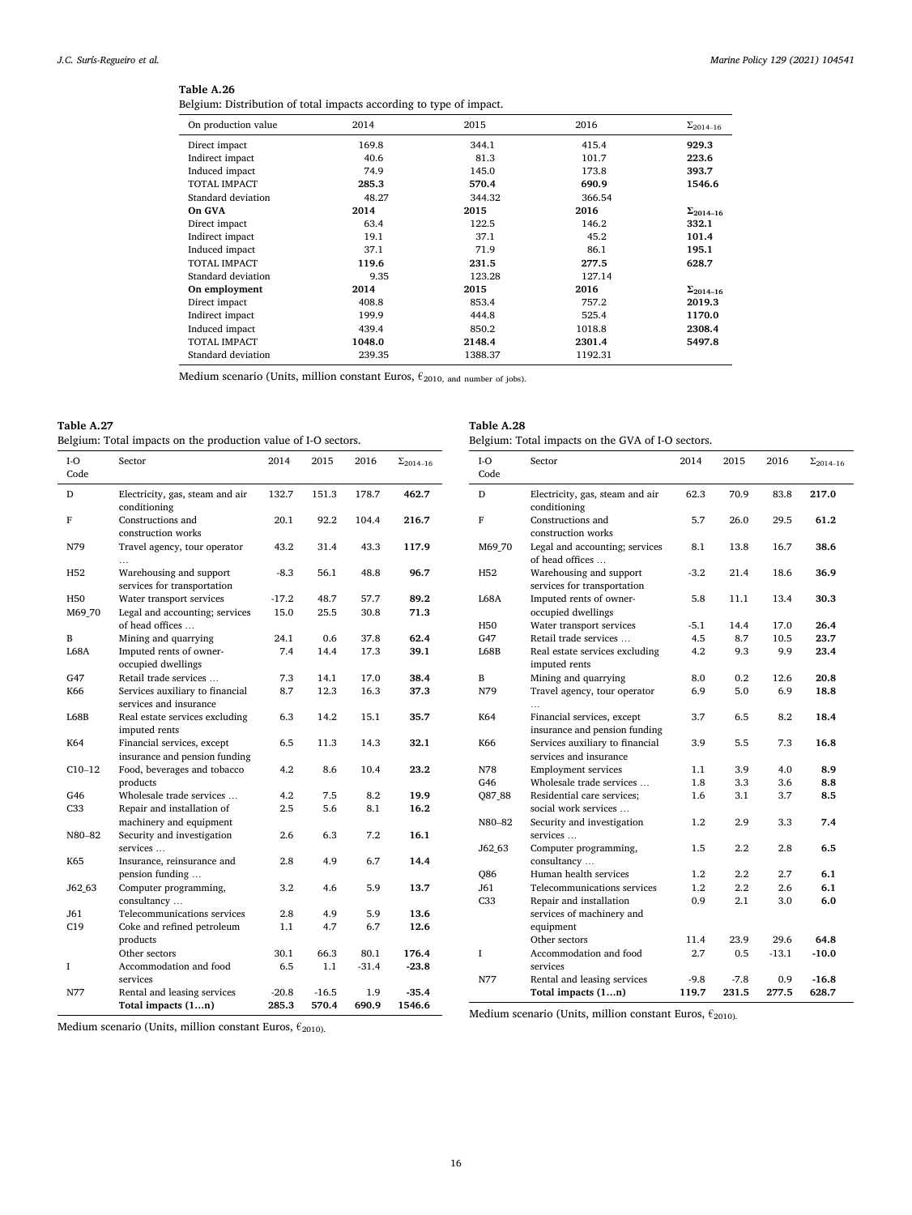**Table A.26**
Belgium: Distribution of total impacts according to type of impact.

| On production value | 2014 | 2015 | 2016 | $\Sigma_{2014-16}$ |
|---|---|---|---|---|
| Direct impact | 169.8 | 344.1 | 415.4 | **929.3** |
| Indirect impact | 40.6 | 81.3 | 101.7 | **223.6** |
| Induced impact | 74.9 | 145.0 | 173.8 | **393.7** |
| TOTAL IMPACT | **285.3** | **570.4** | **690.9** | **1546.6** |
| Standard deviation | 48.27 | 344.32 | 366.54 | |
| **On GVA** | **2014** | **2015** | **2016** | $\Sigma_{2014-16}$ |
| Direct impact | 63.4 | 122.5 | 146.2 | **332.1** |
| Indirect impact | 19.1 | 37.1 | 45.2 | **101.4** |
| Induced impact | 37.1 | 71.9 | 86.1 | **195.1** |
| TOTAL IMPACT | **119.6** | **231.5** | **277.5** | **628.7** |
| Standard deviation | 9.35 | 123.28 | 127.14 | |
| **On employment** | **2014** | **2015** | **2016** | $\Sigma_{2014-16}$ |
| Direct impact | 408.8 | 853.4 | 757.2 | **2019.3** |
| Indirect impact | 199.9 | 444.8 | 525.4 | **1170.0** |
| Induced impact | 439.4 | 850.2 | 1018.8 | **2308.4** |
| TOTAL IMPACT | **1048.0** | **2148.4** | **2301.4** | **5497.8** |
| Standard deviation | 239.35 | 1388.37 | 1192.31 | |

Medium scenario (Units, million constant Euros, €2010, and number of jobs).

**Table A.27**
Belgium: Total impacts on the production value of I-O sectors.

| I-O Code | Sector | 2014 | 2015 | 2016 | $\Sigma_{2014-16}$ |
|---|---|---|---|---|---|
| D | Electricity, gas, steam and air conditioning | 132.7 | 151.3 | 178.7 | **462.7** |
| F | Constructions and construction works | 20.1 | 92.2 | 104.4 | **216.7** |
| N79 | Travel agency, tour operator … | 43.2 | 31.4 | 43.3 | **117.9** |
| H52 | Warehousing and support services for transportation | -8.3 | 56.1 | 48.8 | **96.7** |
| H50 | Water transport services | -17.2 | 48.7 | 57.7 | **89.2** |
| M69_70 | Legal and accounting; services of head offices … | 15.0 | 25.5 | 30.8 | **71.3** |
| B | Mining and quarrying | 24.1 | 0.6 | 37.8 | **62.4** |
| L68A | Imputed rents of owner-occupied dwellings | 7.4 | 14.4 | 17.3 | **39.1** |
| G47 | Retail trade services … | 7.3 | 14.1 | 17.0 | **38.4** |
| K66 | Services auxiliary to financial services and insurance | 8.7 | 12.3 | 16.3 | **37.3** |
| L68B | Real estate services excluding imputed rents | 6.3 | 14.2 | 15.1 | **35.7** |
| K64 | Financial services, except insurance and pension funding | 6.5 | 11.3 | 14.3 | **32.1** |
| C10–12 | Food, beverages and tobacco products | 4.2 | 8.6 | 10.4 | **23.2** |
| G46 | Wholesale trade services … | 4.2 | 7.5 | 8.2 | **19.9** |
| C33 | Repair and installation of machinery and equipment | 2.5 | 5.6 | 8.1 | **16.2** |
| N80–82 | Security and investigation services … | 2.6 | 6.3 | 7.2 | **16.1** |
| K65 | Insurance, reinsurance and pension funding … | 2.8 | 4.9 | 6.7 | **14.4** |
| J62_63 | Computer programming, consultancy … | 3.2 | 4.6 | 5.9 | **13.7** |
| J61 | Telecommunications services | 2.8 | 4.9 | 5.9 | **13.6** |
| C19 | Coke and refined petroleum products | 1.1 | 4.7 | 6.7 | **12.6** |
| | Other sectors | 30.1 | 66.3 | 80.1 | **176.4** |
| I | Accommodation and food services | 6.5 | 1.1 | -31.4 | **-23.8** |
| N77 | Rental and leasing services | -20.8 | -16.5 | 1.9 | **-35.4** |
| | **Total impacts (1…n)** | **285.3** | **570.4** | **690.9** | **1546.6** |

Medium scenario (Units, million constant Euros, €2010).

**Table A.28**
Belgium: Total impacts on the GVA of I-O sectors.

| I-O Code | Sector | 2014 | 2015 | 2016 | $\Sigma_{2014-16}$ |
|---|---|---|---|---|---|
| D | Electricity, gas, steam and air conditioning | 62.3 | 70.9 | 83.8 | **217.0** |
| F | Constructions and construction works | 5.7 | 26.0 | 29.5 | **61.2** |
| M69_70 | Legal and accounting; services of head offices … | 8.1 | 13.8 | 16.7 | **38.6** |
| H52 | Warehousing and support services for transportation | -3.2 | 21.4 | 18.6 | **36.9** |
| L68A | Imputed rents of owner-occupied dwellings | 5.8 | 11.1 | 13.4 | **30.3** |
| H50 | Water transport services | -5.1 | 14.4 | 17.0 | **26.4** |
| G47 | Retail trade services … | 4.5 | 8.7 | 10.5 | **23.7** |
| L68B | Real estate services excluding imputed rents | 4.2 | 9.3 | 9.9 | **23.4** |
| B | Mining and quarrying | 8.0 | 0.2 | 12.6 | **20.8** |
| N79 | Travel agency, tour operator … | 6.9 | 5.0 | 6.9 | **18.8** |
| K64 | Financial services, except insurance and pension funding | 3.7 | 6.5 | 8.2 | **18.4** |
| K66 | Services auxiliary to financial services and insurance | 3.9 | 5.5 | 7.3 | **16.8** |
| N78 | Employment services | 1.1 | 3.9 | 4.0 | **8.9** |
| G46 | Wholesale trade services … | 1.8 | 3.3 | 3.6 | **8.8** |
| Q87_88 | Residential care services; social work services … | 1.6 | 3.1 | 3.7 | **8.5** |
| N80–82 | Security and investigation services … | 1.2 | 2.9 | 3.3 | **7.4** |
| J62_63 | Computer programming, consultancy … | 1.5 | 2.2 | 2.8 | **6.5** |
| Q86 | Human health services | 1.2 | 2.2 | 2.7 | **6.1** |
| J61 | Telecommunications services | 1.2 | 2.2 | 2.6 | **6.1** |
| C33 | Repair and installation services of machinery and equipment | 0.9 | 2.1 | 3.0 | **6.0** |
| | Other sectors | 11.4 | 23.9 | 29.6 | **64.8** |
| I | Accommodation and food services | 2.7 | 0.5 | -13.1 | **-10.0** |
| N77 | Rental and leasing services | -9.8 | -7.8 | 0.9 | **-16.8** |
| | **Total impacts (1…n)** | **119.7** | **231.5** | **277.5** | **628.7** |

Medium scenario (Units, million constant Euros, €2010).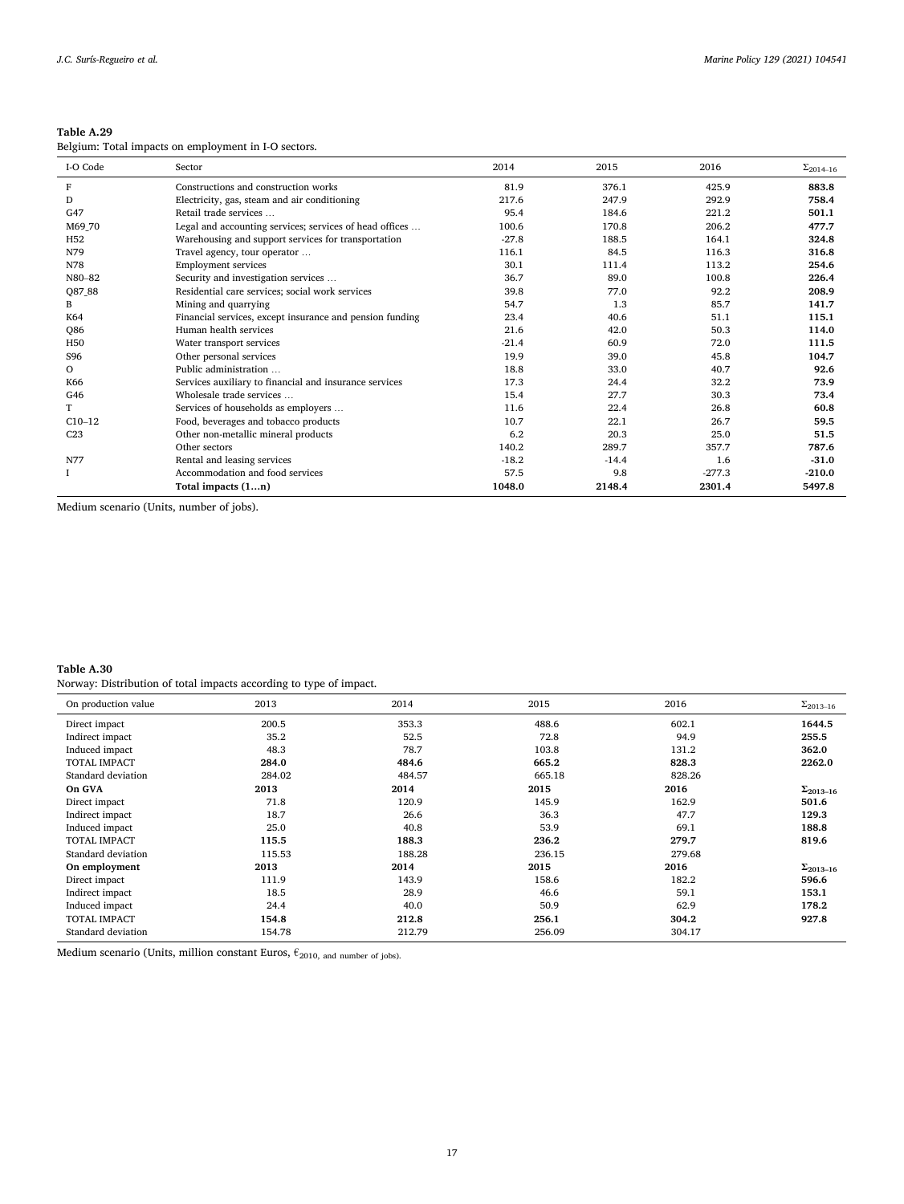**Table A.29**
Belgium: Total impacts on employment in I-O sectors.

| I-O Code | Sector | 2014 | 2015 | 2016 | $\Sigma_{2014-16}$ |
|---|---|---|---|---|---|
| F | Constructions and construction works | 81.9 | 376.1 | 425.9 | **883.8** |
| D | Electricity, gas, steam and air conditioning | 217.6 | 247.9 | 292.9 | **758.4** |
| G47 | Retail trade services … | 95.4 | 184.6 | 221.2 | **501.1** |
| M69_70 | Legal and accounting services; services of head offices … | 100.6 | 170.8 | 206.2 | **477.7** |
| H52 | Warehousing and support services for transportation | -27.8 | 188.5 | 164.1 | **324.8** |
| N79 | Travel agency, tour operator … | 116.1 | 84.5 | 116.3 | **316.8** |
| N78 | Employment services | 30.1 | 111.4 | 113.2 | **254.6** |
| N80–82 | Security and investigation services … | 36.7 | 89.0 | 100.8 | **226.4** |
| Q87_88 | Residential care services; social work services | 39.8 | 77.0 | 92.2 | **208.9** |
| B | Mining and quarrying | 54.7 | 1.3 | 85.7 | **141.7** |
| K64 | Financial services, except insurance and pension funding | 23.4 | 40.6 | 51.1 | **115.1** |
| Q86 | Human health services | 21.6 | 42.0 | 50.3 | **114.0** |
| H50 | Water transport services | -21.4 | 60.9 | 72.0 | **111.5** |
| S96 | Other personal services | 19.9 | 39.0 | 45.8 | **104.7** |
| O | Public administration … | 18.8 | 33.0 | 40.7 | **92.6** |
| K66 | Services auxiliary to financial and insurance services | 17.3 | 24.4 | 32.2 | **73.9** |
| G46 | Wholesale trade services … | 15.4 | 27.7 | 30.3 | **73.4** |
| T | Services of households as employers … | 11.6 | 22.4 | 26.8 | **60.8** |
| C10–12 | Food, beverages and tobacco products | 10.7 | 22.1 | 26.7 | **59.5** |
| C23 | Other non-metallic mineral products | 6.2 | 20.3 | 25.0 | **51.5** |
| | Other sectors | 140.2 | 289.7 | 357.7 | **787.6** |
| N77 | Rental and leasing services | -18.2 | -14.4 | 1.6 | **-31.0** |
| I | Accommodation and food services | 57.5 | 9.8 | -277.3 | **-210.0** |
| | **Total impacts (1…n)** | **1048.0** | **2148.4** | **2301.4** | **5497.8** |

Medium scenario (Units, number of jobs).

**Table A.30**
Norway: Distribution of total impacts according to type of impact.

| On production value | 2013 | 2014 | 2015 | 2016 | $\Sigma_{2013-16}$ |
|---|---|---|---|---|---|
| Direct impact | 200.5 | 353.3 | 488.6 | 602.1 | **1644.5** |
| Indirect impact | 35.2 | 52.5 | 72.8 | 94.9 | **255.5** |
| Induced impact | 48.3 | 78.7 | 103.8 | 131.2 | **362.0** |
| TOTAL IMPACT | **284.0** | **484.6** | **665.2** | **828.3** | **2262.0** |
| Standard deviation | 284.02 | 484.57 | 665.18 | 828.26 | |
| **On GVA** | **2013** | **2014** | **2015** | **2016** | $\boldsymbol{\Sigma_{2013-16}}$ |
| Direct impact | 71.8 | 120.9 | 145.9 | 162.9 | **501.6** |
| Indirect impact | 18.7 | 26.6 | 36.3 | 47.7 | **129.3** |
| Induced impact | 25.0 | 40.8 | 53.9 | 69.1 | **188.8** |
| TOTAL IMPACT | **115.5** | **188.3** | **236.2** | **279.7** | **819.6** |
| Standard deviation | 115.53 | 188.28 | 236.15 | 279.68 | |
| **On employment** | **2013** | **2014** | **2015** | **2016** | $\boldsymbol{\Sigma_{2013-16}}$ |
| Direct impact | 111.9 | 143.9 | 158.6 | 182.2 | **596.6** |
| Indirect impact | 18.5 | 28.9 | 46.6 | 59.1 | **153.1** |
| Induced impact | 24.4 | 40.0 | 50.9 | 62.9 | **178.2** |
| TOTAL IMPACT | **154.8** | **212.8** | **256.1** | **304.2** | **927.8** |
| Standard deviation | 154.78 | 212.79 | 256.09 | 304.17 | |

Medium scenario (Units, million constant Euros, €$_{2010}$, and number of jobs).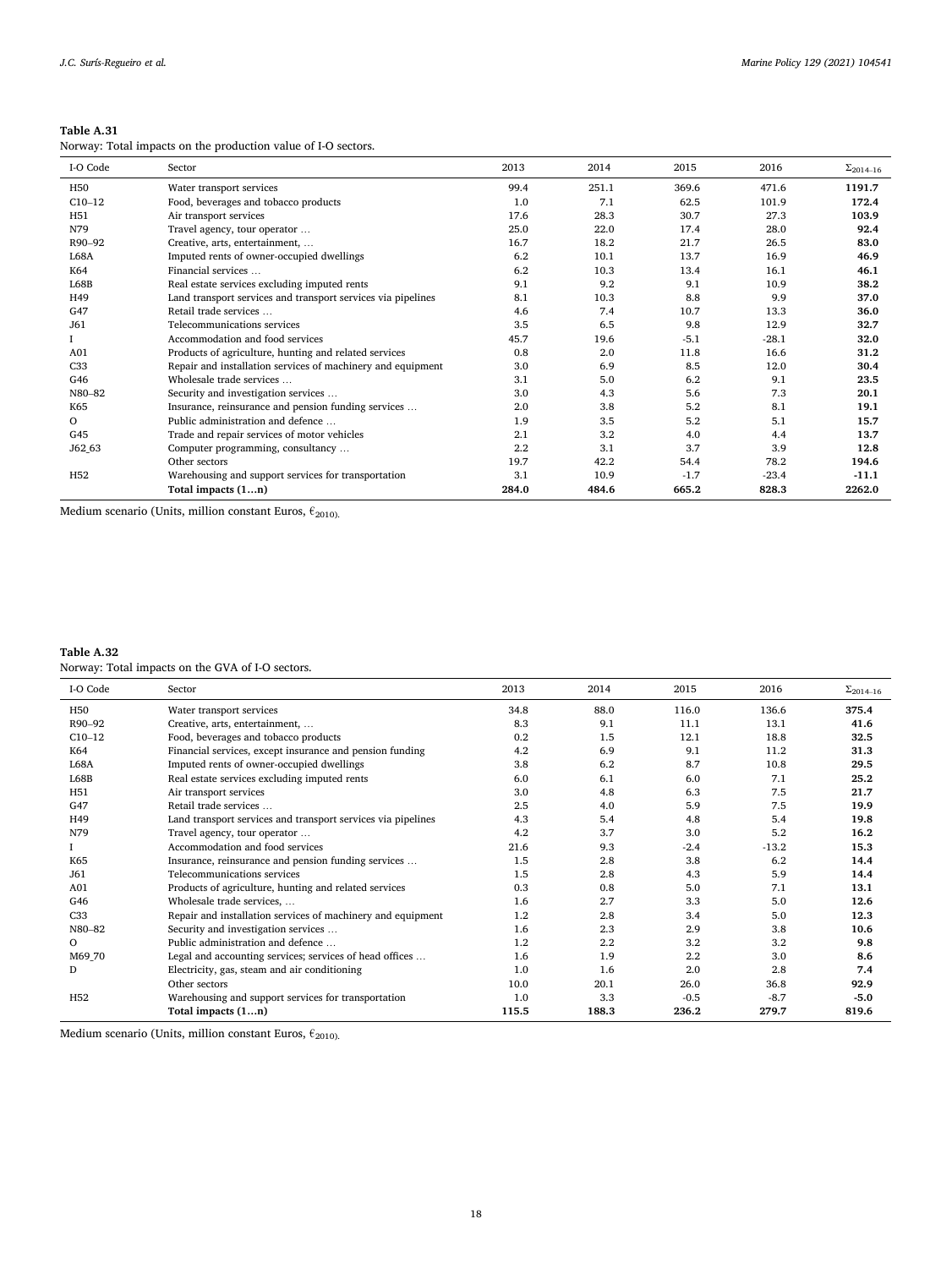**Table A.31**
Norway: Total impacts on the production value of I-O sectors.

| I-O Code | Sector | 2013 | 2014 | 2015 | 2016 | $\Sigma_{2014-16}$ |
|---|---|---|---|---|---|---|
| H50 | Water transport services | 99.4 | 251.1 | 369.6 | 471.6 | **1191.7** |
| C10–12 | Food, beverages and tobacco products | 1.0 | 7.1 | 62.5 | 101.9 | **172.4** |
| H51 | Air transport services | 17.6 | 28.3 | 30.7 | 27.3 | **103.9** |
| N79 | Travel agency, tour operator … | 25.0 | 22.0 | 17.4 | 28.0 | **92.4** |
| R90–92 | Creative, arts, entertainment, … | 16.7 | 18.2 | 21.7 | 26.5 | **83.0** |
| L68A | Imputed rents of owner-occupied dwellings | 6.2 | 10.1 | 13.7 | 16.9 | **46.9** |
| K64 | Financial services … | 6.2 | 10.3 | 13.4 | 16.1 | **46.1** |
| L68B | Real estate services excluding imputed rents | 9.1 | 9.2 | 9.1 | 10.9 | **38.2** |
| H49 | Land transport services and transport services via pipelines | 8.1 | 10.3 | 8.8 | 9.9 | **37.0** |
| G47 | Retail trade services … | 4.6 | 7.4 | 10.7 | 13.3 | **36.0** |
| J61 | Telecommunications services | 3.5 | 6.5 | 9.8 | 12.9 | **32.7** |
| I | Accommodation and food services | 45.7 | 19.6 | -5.1 | -28.1 | **32.0** |
| A01 | Products of agriculture, hunting and related services | 0.8 | 2.0 | 11.8 | 16.6 | **31.2** |
| C33 | Repair and installation services of machinery and equipment | 3.0 | 6.9 | 8.5 | 12.0 | **30.4** |
| G46 | Wholesale trade services … | 3.1 | 5.0 | 6.2 | 9.1 | **23.5** |
| N80–82 | Security and investigation services … | 3.0 | 4.3 | 5.6 | 7.3 | **20.1** |
| K65 | Insurance, reinsurance and pension funding services … | 2.0 | 3.8 | 5.2 | 8.1 | **19.1** |
| O | Public administration and defence … | 1.9 | 3.5 | 5.2 | 5.1 | **15.7** |
| G45 | Trade and repair services of motor vehicles | 2.1 | 3.2 | 4.0 | 4.4 | **13.7** |
| J62_63 | Computer programming, consultancy … | 2.2 | 3.1 | 3.7 | 3.9 | **12.8** |
| | Other sectors | 19.7 | 42.2 | 54.4 | 78.2 | **194.6** |
| H52 | Warehousing and support services for transportation | 3.1 | 10.9 | -1.7 | -23.4 | **-11.1** |
| | **Total impacts (1…n)** | **284.0** | **484.6** | **665.2** | **828.3** | **2262.0** |

Medium scenario (Units, million constant Euros, $€_{2010}$).

**Table A.32**
Norway: Total impacts on the GVA of I-O sectors.

| I-O Code | Sector | 2013 | 2014 | 2015 | 2016 | $\Sigma_{2014-16}$ |
|---|---|---|---|---|---|---|
| H50 | Water transport services | 34.8 | 88.0 | 116.0 | 136.6 | **375.4** |
| R90–92 | Creative, arts, entertainment, … | 8.3 | 9.1 | 11.1 | 13.1 | **41.6** |
| C10–12 | Food, beverages and tobacco products | 0.2 | 1.5 | 12.1 | 18.8 | **32.5** |
| K64 | Financial services, except insurance and pension funding | 4.2 | 6.9 | 9.1 | 11.2 | **31.3** |
| L68A | Imputed rents of owner-occupied dwellings | 3.8 | 6.2 | 8.7 | 10.8 | **29.5** |
| L68B | Real estate services excluding imputed rents | 6.0 | 6.1 | 6.0 | 7.1 | **25.2** |
| H51 | Air transport services | 3.0 | 4.8 | 6.3 | 7.5 | **21.7** |
| G47 | Retail trade services … | 2.5 | 4.0 | 5.9 | 7.5 | **19.9** |
| H49 | Land transport services and transport services via pipelines | 4.3 | 5.4 | 4.8 | 5.4 | **19.8** |
| N79 | Travel agency, tour operator … | 4.2 | 3.7 | 3.0 | 5.2 | **16.2** |
| I | Accommodation and food services | 21.6 | 9.3 | -2.4 | -13.2 | **15.3** |
| K65 | Insurance, reinsurance and pension funding services … | 1.5 | 2.8 | 3.8 | 6.2 | **14.4** |
| J61 | Telecommunications services | 1.5 | 2.8 | 4.3 | 5.9 | **14.4** |
| A01 | Products of agriculture, hunting and related services | 0.3 | 0.8 | 5.0 | 7.1 | **13.1** |
| G46 | Wholesale trade services, … | 1.6 | 2.7 | 3.3 | 5.0 | **12.6** |
| C33 | Repair and installation services of machinery and equipment | 1.2 | 2.8 | 3.4 | 5.0 | **12.3** |
| N80–82 | Security and investigation services … | 1.6 | 2.3 | 2.9 | 3.8 | **10.6** |
| O | Public administration and defence … | 1.2 | 2.2 | 3.2 | 3.2 | **9.8** |
| M69_70 | Legal and accounting services; services of head offices … | 1.6 | 1.9 | 2.2 | 3.0 | **8.6** |
| D | Electricity, gas, steam and air conditioning | 1.0 | 1.6 | 2.0 | 2.8 | **7.4** |
| | Other sectors | 10.0 | 20.1 | 26.0 | 36.8 | **92.9** |
| H52 | Warehousing and support services for transportation | 1.0 | 3.3 | -0.5 | -8.7 | **-5.0** |
| | **Total impacts (1…n)** | **115.5** | **188.3** | **236.2** | **279.7** | **819.6** |

Medium scenario (Units, million constant Euros, $€_{2010}$).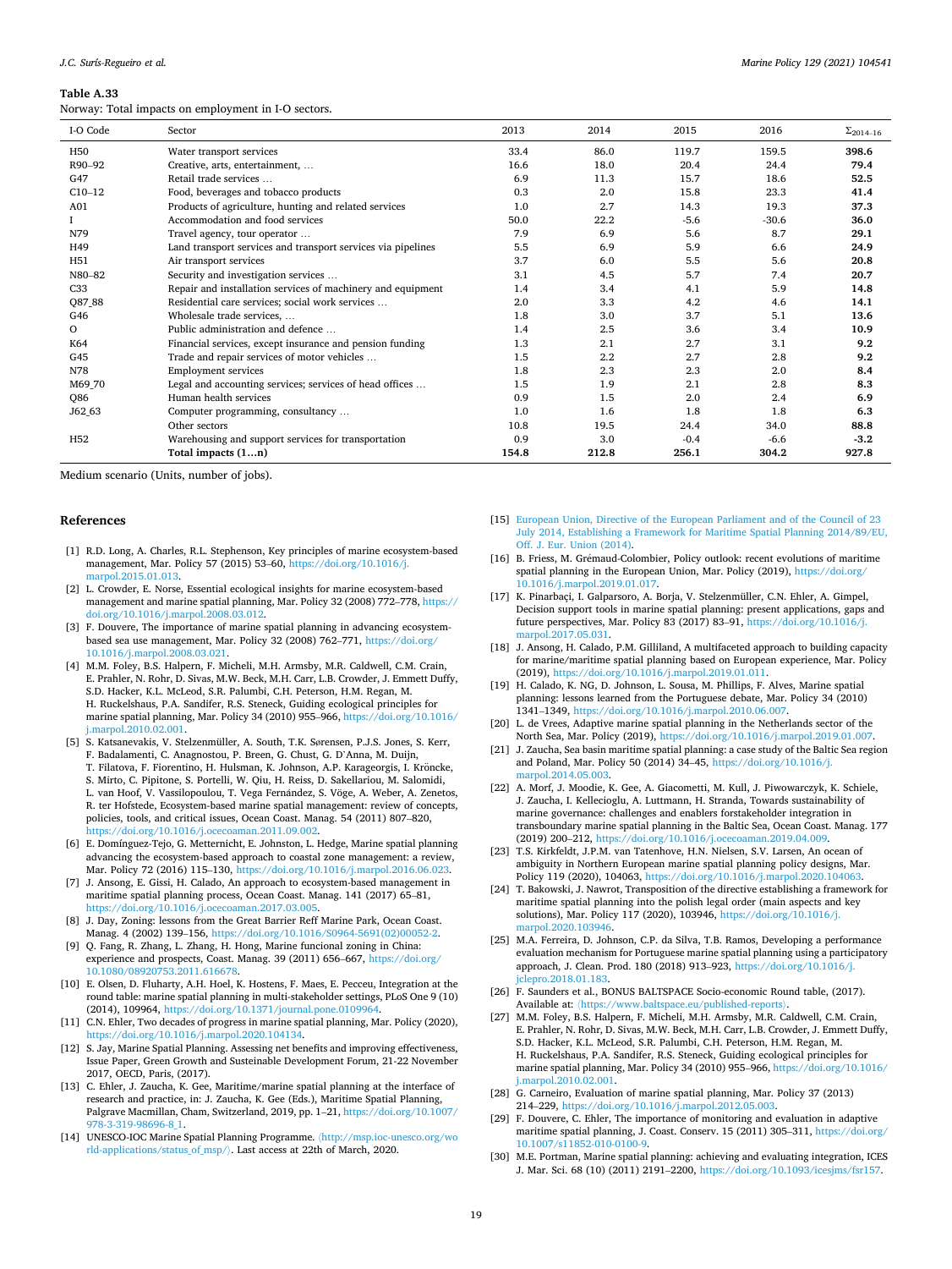**Table A.33**
Norway: Total impacts on employment in I-O sectors.

| I-O Code | Sector | 2013 | 2014 | 2015 | 2016 | $\Sigma_{2014-16}$ |
|---|---|---|---|---|---|---|
| H50 | Water transport services | 33.4 | 86.0 | 119.7 | 159.5 | **398.6** |
| R90–92 | Creative, arts, entertainment, … | 16.6 | 18.0 | 20.4 | 24.4 | **79.4** |
| G47 | Retail trade services … | 6.9 | 11.3 | 15.7 | 18.6 | **52.5** |
| C10–12 | Food, beverages and tobacco products | 0.3 | 2.0 | 15.8 | 23.3 | **41.4** |
| A01 | Products of agriculture, hunting and related services | 1.0 | 2.7 | 14.3 | 19.3 | **37.3** |
| I | Accommodation and food services | 50.0 | 22.2 | -5.6 | -30.6 | **36.0** |
| N79 | Travel agency, tour operator … | 7.9 | 6.9 | 5.6 | 8.7 | **29.1** |
| H49 | Land transport services and transport services via pipelines | 5.5 | 6.9 | 5.9 | 6.6 | **24.9** |
| H51 | Air transport services | 3.7 | 6.0 | 5.5 | 5.6 | **20.8** |
| N80–82 | Security and investigation services … | 3.1 | 4.5 | 5.7 | 7.4 | **20.7** |
| C33 | Repair and installation services of machinery and equipment | 1.4 | 3.4 | 4.1 | 5.9 | **14.8** |
| Q87_88 | Residential care services; social work services … | 2.0 | 3.3 | 4.2 | 4.6 | **14.1** |
| G46 | Wholesale trade services, … | 1.8 | 3.0 | 3.7 | 5.1 | **13.6** |
| O | Public administration and defence … | 1.4 | 2.5 | 3.6 | 3.4 | **10.9** |
| K64 | Financial services, except insurance and pension funding | 1.3 | 2.1 | 2.7 | 3.1 | **9.2** |
| G45 | Trade and repair services of motor vehicles … | 1.5 | 2.2 | 2.7 | 2.8 | **9.2** |
| N78 | Employment services | 1.8 | 2.3 | 2.3 | 2.0 | **8.4** |
| M69_70 | Legal and accounting services; services of head offices … | 1.5 | 1.9 | 2.1 | 2.8 | **8.3** |
| Q86 | Human health services | 0.9 | 1.5 | 2.0 | 2.4 | **6.9** |
| J62_63 | Computer programming, consultancy … | 1.0 | 1.6 | 1.8 | 1.8 | **6.3** |
| | Other sectors | 10.8 | 19.5 | 24.4 | 34.0 | **88.8** |
| H52 | Warehousing and support services for transportation | 0.9 | 3.0 | -0.4 | -6.6 | **-3.2** |
| | **Total impacts (1…n)** | **154.8** | **212.8** | **256.1** | **304.2** | **927.8** |

Medium scenario (Units, number of jobs).

## References

[1] R.D. Long, A. Charles, R.L. Stephenson, Key principles of marine ecosystem-based management, Mar. Policy 57 (2015) 53–60, https://doi.org/10.1016/j.marpol.2015.01.013.

[2] L. Crowder, E. Norse, Essential ecological insights for marine ecosystem-based management and marine spatial planning, Mar. Policy 32 (2008) 772–778, https://doi.org/10.1016/j.marpol.2008.03.012.

[3] F. Douvere, The importance of marine spatial planning in advancing ecosystem-based sea use management, Mar. Policy 32 (2008) 762–771, https://doi.org/10.1016/j.marpol.2008.03.021.

[4] M.M. Foley, B.S. Halpern, F. Micheli, M.H. Armsby, M.R. Caldwell, C.M. Crain, E. Prahler, N. Rohr, D. Sivas, M.W. Beck, M.H. Carr, L.B. Crowder, J. Emmett Duffy, S.D. Hacker, K.L. McLeod, S.R. Palumbi, C.H. Peterson, H.M. Regan, M. H. Ruckelshaus, P.A. Sandifer, R.S. Steneck, Guiding ecological principles for marine spatial planning, Mar. Policy 34 (2010) 955–966, https://doi.org/10.1016/j.marpol.2010.02.001.

[5] S. Katsanevakis, V. Stelzenmüller, A. South, T.K. Sørensen, P.J.S. Jones, S. Kerr, F. Badalamenti, C. Anagnostou, P. Breen, G. Chust, G. D'Anna, M. Duijn, T. Filatova, F. Fiorentino, H. Hulsman, K. Johnson, A.P. Karageorgis, I. Kröncke, S. Mirto, C. Pipitone, S. Portelli, W. Qiu, H. Reiss, D. Sakellariou, M. Salomidi, L. van Hoof, V. Vassilopoulou, T. Vega Fernández, S. Vöge, A. Weber, A. Zenetos, R. ter Hofstede, Ecosystem-based marine spatial management: review of concepts, policies, tools, and critical issues, Ocean Coast. Manag. 54 (2011) 807–820, https://doi.org/10.1016/j.ocecoaman.2011.09.002.

[6] E. Domínguez-Tejo, G. Metternicht, E. Johnston, L. Hedge, Marine spatial planning advancing the ecosystem-based approach to coastal zone management: a review, Mar. Policy 72 (2016) 115–130, https://doi.org/10.1016/j.marpol.2016.06.023.

[7] J. Ansong, E. Gissi, H. Calado, An approach to ecosystem-based management in maritime spatial planning process, Ocean Coast. Manag. 141 (2017) 65–81, https://doi.org/10.1016/j.ocecoaman.2017.03.005.

[8] J. Day, Zoning: lessons from the Great Barrier Reff Marine Park, Ocean Coast. Manag. 4 (2002) 139–156, https://doi.org/10.1016/S0964-5691(02)00052-2.

[9] Q. Fang, R. Zhang, L. Zhang, H. Hong, Marine funcional zoning in China: experience and prospects, Coast. Manag. 39 (2011) 656–667, https://doi.org/10.1080/08920753.2011.616678.

[10] E. Olsen, D. Fluharty, A.H. Hoel, K. Hostens, F. Maes, E. Pecceu, Integration at the round table: marine spatial planning in multi-stakeholder settings, PLoS One 9 (10) (2014), 109964, https://doi.org/10.1371/journal.pone.0109964.

[11] C.N. Ehler, Two decades of progress in marine spatial planning, Mar. Policy (2020), https://doi.org/10.1016/j.marpol.2020.104134.

[12] S. Jay, Marine Spatial Planning. Assessing net benefits and improving effectiveness, Issue Paper, Green Growth and Susteinable Development Forum, 21-22 November 2017, OECD, Paris, (2017).

[13] C. Ehler, J. Zaucha, K. Gee, Maritime/marine spatial planning at the interface of research and practice, in: J. Zaucha, K. Gee (Eds.), Maritime Spatial Planning, Palgrave Macmillan, Cham, Switzerland, 2019, pp. 1–21, https://doi.org/10.1007/978-3-319-98696-8_1.

[14] UNESCO-IOC Marine Spatial Planning Programme. ⟨http://msp.ioc-unesco.org/world-applications/status_of_msp/⟩. Last access at 22th of March, 2020.

[15] European Union, Directive of the European Parliament and of the Council of 23 July 2014, Establishing a Framework for Maritime Spatial Planning 2014/89/EU, Off. J. Eur. Union (2014).

[16] B. Friess, M. Grémaud-Colombier, Policy outlook: recent evolutions of maritime spatial planning in the European Union, Mar. Policy (2019), https://doi.org/10.1016/j.marpol.2019.01.017.

[17] K. Pinarbaçi, I. Galparsoro, A. Borja, V. Stelzenmüller, C.N. Ehler, A. Gimpel, Decision support tools in marine spatial planning: present applications, gaps and future perspectives, Mar. Policy 83 (2017) 83–91, https://doi.org/10.1016/j.marpol.2017.05.031.

[18] J. Ansong, H. Calado, P.M. Gilliland, A multifaceted approach to building capacity for marine/maritime spatial planning based on European experience, Mar. Policy (2019), https://doi.org/10.1016/j.marpol.2019.01.011.

[19] H. Calado, K. NG, D. Johnson, L. Sousa, M. Phillips, F. Alves, Marine spatial planning: lessons learned from the Portuguese debate, Mar. Policy 34 (2010) 1341–1349, https://doi.org/10.1016/j.marpol.2010.06.007.

[20] L. de Vrees, Adaptive marine spatial planning in the Netherlands sector of the North Sea, Mar. Policy (2019), https://doi.org/10.1016/j.marpol.2019.01.007.

[21] J. Zaucha, Sea basin maritime spatial planning: a case study of the Baltic Sea region and Poland, Mar. Policy 50 (2014) 34–45, https://doi.org/10.1016/j.marpol.2014.05.003.

[22] A. Morf, J. Moodie, K. Gee, A. Giacometti, M. Kull, J. Piwowarczyk, K. Schiele, J. Zaucha, I. Kellecioglu, A. Luttmann, H. Stranda, Towards sustainability of marine governance: challenges and enablers forstakeholder integration in transboundary marine spatial planning in the Baltic Sea, Ocean Coast. Manag. 177 (2019) 200–212, https://doi.org/10.1016/j.ocecoaman.2019.04.009.

[23] T.S. Kirkfeldt, J.P.M. van Tatenhove, H.N. Nielsen, S.V. Larsen, An ocean of ambiguity in Northern European marine spatial planning policy designs, Mar. Policy 119 (2020), 104063, https://doi.org/10.1016/j.marpol.2020.104063.

[24] T. Bakowski, J. Nawrot, Transposition of the directive establishing a framework for maritime spatial planning into the polish legal order (main aspects and key solutions), Mar. Policy 117 (2020), 103946, https://doi.org/10.1016/j.marpol.2020.103946.

[25] M.A. Ferreira, D. Johnson, C.P. da Silva, T.B. Ramos, Developing a performance evaluation mechanism for Portuguese marine spatial planning using a participatory approach, J. Clean. Prod. 180 (2018) 913–923, https://doi.org/10.1016/j.jclepro.2018.01.183.

[26] F. Saunders et al., BONUS BALTSPACE Socio-economic Round table, (2017). Available at: ⟨https://www.baltspace.eu/published-reports⟩.

[27] M.M. Foley, B.S. Halpern, F. Micheli, M.H. Armsby, M.R. Caldwell, C.M. Crain, E. Prahler, N. Rohr, D. Sivas, M.W. Beck, M.H. Carr, L.B. Crowder, J. Emmett Duffy, S.D. Hacker, K.L. McLeod, S.R. Palumbi, C.H. Peterson, H.M. Regan, M. H. Ruckelshaus, P.A. Sandifer, R.S. Steneck, Guiding ecological principles for marine spatial planning, Mar. Policy 34 (2010) 955–966, https://doi.org/10.1016/j.marpol.2010.02.001.

[28] G. Carneiro, Evaluation of marine spatial planning, Mar. Policy 37 (2013) 214–229, https://doi.org/10.1016/j.marpol.2012.05.003.

[29] F. Douvere, C. Ehler, The importance of monitoring and evaluation in adaptive maritime spatial planning, J. Coast. Conserv. 15 (2011) 305–311, https://doi.org/10.1007/s11852-010-0100-9.

[30] M.E. Portman, Marine spatial planning: achieving and evaluating integration, ICES J. Mar. Sci. 68 (10) (2011) 2191–2200, https://doi.org/10.1093/icesjms/fsr157.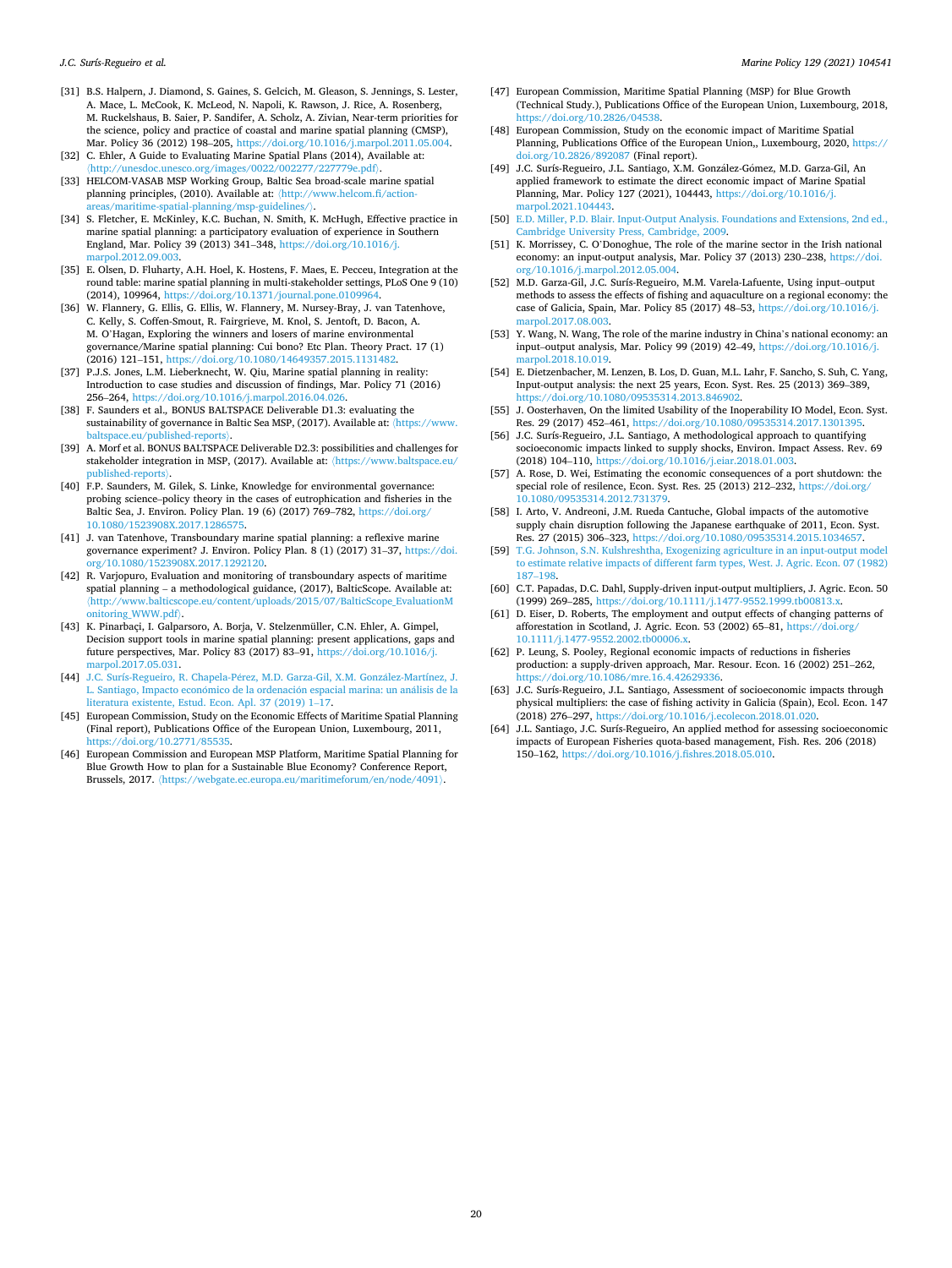[31] B.S. Halpern, J. Diamond, S. Gaines, S. Gelcich, M. Gleason, S. Jennings, S. Lester, A. Mace, L. McCook, K. McLeod, N. Napoli, K. Rawson, J. Rice, A. Rosenberg, M. Ruckelshaus, B. Saier, P. Sandifer, A. Scholz, A. Zivian, Near-term priorities for the science, policy and practice of coastal and marine spatial planning (CMSP), Mar. Policy 36 (2012) 198–205, https://doi.org/10.1016/j.marpol.2011.05.004.

[32] C. Ehler, A Guide to Evaluating Marine Spatial Plans (2014), Available at: ⟨http://unesdoc.unesco.org/images/0022/002277/227779e.pdf⟩.

[33] HELCOM-VASAB MSP Working Group, Baltic Sea broad-scale marine spatial planning principles, (2010). Available at: ⟨http://www.helcom.fi/action-areas/maritime-spatial-planning/msp-guidelines/⟩.

[34] S. Fletcher, E. McKinley, K.C. Buchan, N. Smith, K. McHugh, Effective practice in marine spatial planning: a participatory evaluation of experience in Southern England, Mar. Policy 39 (2013) 341–348, https://doi.org/10.1016/j.marpol.2012.09.003.

[35] E. Olsen, D. Fluharty, A.H. Hoel, K. Hostens, F. Maes, E. Pecceu, Integration at the round table: marine spatial planning in multi-stakeholder settings, PLoS One 9 (10) (2014), 109964, https://doi.org/10.1371/journal.pone.0109964.

[36] W. Flannery, G. Ellis, G. Ellis, W. Flannery, M. Nursey-Bray, J. van Tatenhove, C. Kelly, S. Coffen-Smout, R. Fairgrieve, M. Knol, S. Jentoft, D. Bacon, A. M. O'Hagan, Exploring the winners and losers of marine environmental governance/Marine spatial planning: Cui bono? Etc Plan. Theory Pract. 17 (1) (2016) 121–151, https://doi.org/10.1080/14649357.2015.1131482.

[37] P.J.S. Jones, L.M. Lieberknecht, W. Qiu, Marine spatial planning in reality: Introduction to case studies and discussion of findings, Mar. Policy 71 (2016) 256–264, https://doi.org/10.1016/j.marpol.2016.04.026.

[38] F. Saunders et al., BONUS BALTSPACE Deliverable D1.3: evaluating the sustainability of governance in Baltic Sea MSP, (2017). Available at: ⟨https://www.baltspace.eu/published-reports⟩.

[39] A. Morf et al. BONUS BALTSPACE Deliverable D2.3: possibilities and challenges for stakeholder integration in MSP, (2017). Available at: ⟨https://www.baltspace.eu/published-reports⟩.

[40] F.P. Saunders, M. Gilek, S. Linke, Knowledge for environmental governance: probing science–policy theory in the cases of eutrophication and fisheries in the Baltic Sea, J. Environ. Policy Plan. 19 (6) (2017) 769–782, https://doi.org/10.1080/1523908X.2017.1286575.

[41] J. van Tatenhove, Transboundary marine spatial planning: a reflexive marine governance experiment? J. Environ. Policy Plan. 8 (1) (2017) 31–37, https://doi.org/10.1080/1523908X.2017.1292120.

[42] R. Varjopuro, Evaluation and monitoring of transboundary aspects of maritime spatial planning – a methodological guidance, (2017), BalticScope. Available at: ⟨http://www.balticscope.eu/content/uploads/2015/07/BalticScope_EvaluationMonitoring_WWW.pdf⟩.

[43] K. Pinarbaçi, I. Galparsoro, A. Borja, V. Stelzenmüller, C.N. Ehler, A. Gimpel, Decision support tools in marine spatial planning: present applications, gaps and future perspectives, Mar. Policy 83 (2017) 83–91, https://doi.org/10.1016/j.marpol.2017.05.031.

[44] J.C. Surís-Regueiro, R. Chapela-Pérez, M.D. Garza-Gil, X.M. González-Martínez, J. L. Santiago, Impacto económico de la ordenación espacial marina: un análisis de la literatura existente, Estud. Econ. Apl. 37 (2019) 1–17.

[45] European Commission, Study on the Economic Effects of Maritime Spatial Planning (Final report), Publications Office of the European Union, Luxembourg, 2011, https://doi.org/10.2771/85535.

[46] European Commission and European MSP Platform, Maritime Spatial Planning for Blue Growth How to plan for a Sustainable Blue Economy? Conference Report, Brussels, 2017. ⟨https://webgate.ec.europa.eu/maritimeforum/en/node/4091⟩.

[47] European Commission, Maritime Spatial Planning (MSP) for Blue Growth (Technical Study.), Publications Office of the European Union, Luxembourg, 2018, https://doi.org/10.2826/04538.

[48] European Commission, Study on the economic impact of Maritime Spatial Planning, Publications Office of the European Union,, Luxembourg, 2020, https://doi.org/10.2826/892087 (Final report).

[49] J.C. Surís-Regueiro, J.L. Santiago, X.M. González-Gómez, M.D. Garza-Gil, An applied framework to estimate the direct economic impact of Marine Spatial Planning, Mar. Policy 127 (2021), 104443, https://doi.org/10.1016/j.marpol.2021.104443.

[50] E.D. Miller, P.D. Blair. Input-Output Analysis. Foundations and Extensions, 2nd ed., Cambridge University Press, Cambridge, 2009.

[51] K. Morrissey, C. O'Donoghue, The role of the marine sector in the Irish national economy: an input-output analysis, Mar. Policy 37 (2013) 230–238, https://doi.org/10.1016/j.marpol.2012.05.004.

[52] M.D. Garza-Gil, J.C. Surís-Regueiro, M.M. Varela-Lafuente, Using input–output methods to assess the effects of fishing and aquaculture on a regional economy: the case of Galicia, Spain, Mar. Policy 85 (2017) 48–53, https://doi.org/10.1016/j.marpol.2017.08.003.

[53] Y. Wang, N. Wang, The role of the marine industry in China's national economy: an input–output analysis, Mar. Policy 99 (2019) 42–49, https://doi.org/10.1016/j.marpol.2018.10.019.

[54] E. Dietzenbacher, M. Lenzen, B. Los, D. Guan, M.L. Lahr, F. Sancho, S. Suh, C. Yang, Input-output analysis: the next 25 years, Econ. Syst. Res. 25 (2013) 369–389, https://doi.org/10.1080/09535314.2013.846902.

[55] J. Oosterhaven, On the limited Usability of the Inoperability IO Model, Econ. Syst. Res. 29 (2017) 452–461, https://doi.org/10.1080/09535314.2017.1301395.

[56] J.C. Surís-Regueiro, J.L. Santiago, A methodological approach to quantifying socioeconomic impacts linked to supply shocks, Environ. Impact Assess. Rev. 69 (2018) 104–110, https://doi.org/10.1016/j.eiar.2018.01.003.

[57] A. Rose, D. Wei, Estimating the economic consequences of a port shutdown: the special role of resilence, Econ. Syst. Res. 25 (2013) 212–232, https://doi.org/10.1080/09535314.2012.731379.

[58] I. Arto, V. Andreoni, J.M. Rueda Cantuche, Global impacts of the automotive supply chain disruption following the Japanese earthquake of 2011, Econ. Syst. Res. 27 (2015) 306–323, https://doi.org/10.1080/09535314.2015.1034657.

[59] T.G. Johnson, S.N. Kulshreshtha, Exogenizing agriculture in an input-output model to estimate relative impacts of different farm types, West. J. Agric. Econ. 07 (1982) 187–198.

[60] C.T. Papadas, D.C. Dahl, Supply-driven input-output multipliers, J. Agric. Econ. 50 (1999) 269–285, https://doi.org/10.1111/j.1477-9552.1999.tb00813.x.

[61] D. Eiser, D. Roberts, The employment and output effects of changing patterns of afforestation in Scotland, J. Agric. Econ. 53 (2002) 65–81, https://doi.org/10.1111/j.1477-9552.2002.tb00006.x.

[62] P. Leung, S. Pooley, Regional economic impacts of reductions in fisheries production: a supply-driven approach, Mar. Resour. Econ. 16 (2002) 251–262, https://doi.org/10.1086/mre.16.4.42629336.

[63] J.C. Surís-Regueiro, J.L. Santiago, Assessment of socioeconomic impacts through physical multipliers: the case of fishing activity in Galicia (Spain), Ecol. Econ. 147 (2018) 276–297, https://doi.org/10.1016/j.ecolecon.2018.01.020.

[64] J.L. Santiago, J.C. Surís-Regueiro, An applied method for assessing socioeconomic impacts of European Fisheries quota-based management, Fish. Res. 206 (2018) 150–162, https://doi.org/10.1016/j.fishres.2018.05.010.